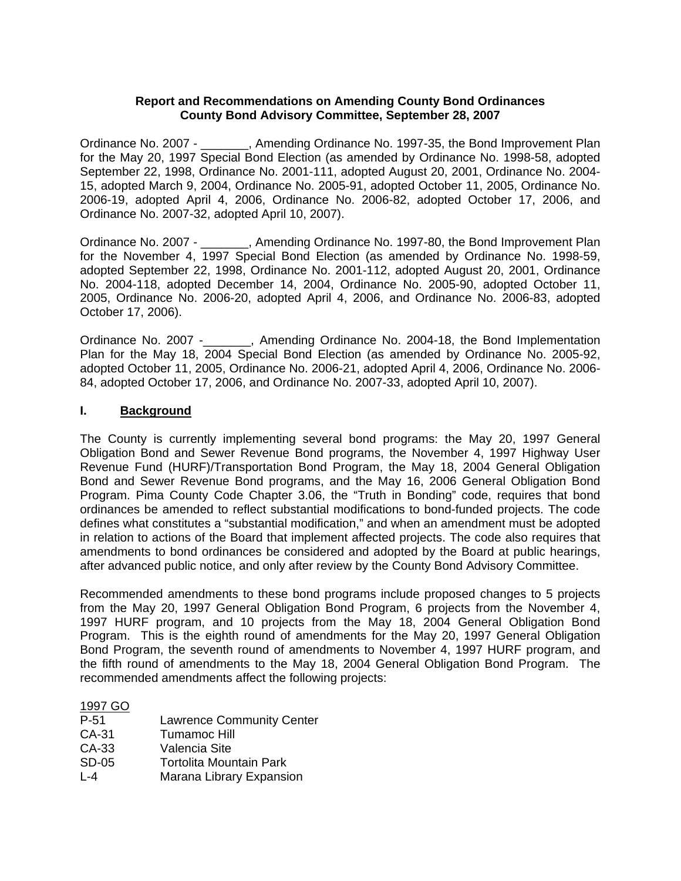**Report and Recommendations on Amending County Bond Ordinances**
**County Bond Advisory Committee, September 28, 2007**

Ordinance No. 2007 - _______, Amending Ordinance No. 1997-35, the Bond Improvement Plan for the May 20, 1997 Special Bond Election (as amended by Ordinance No. 1998-58, adopted September 22, 1998, Ordinance No. 2001-111, adopted August 20, 2001, Ordinance No. 2004-15, adopted March 9, 2004, Ordinance No. 2005-91, adopted October 11, 2005, Ordinance No. 2006-19, adopted April 4, 2006, Ordinance No. 2006-82, adopted October 17, 2006, and Ordinance No. 2007-32, adopted April 10, 2007).

Ordinance No. 2007 - _______, Amending Ordinance No. 1997-80, the Bond Improvement Plan for the November 4, 1997 Special Bond Election (as amended by Ordinance No. 1998-59, adopted September 22, 1998, Ordinance No. 2001-112, adopted August 20, 2001, Ordinance No. 2004-118, adopted December 14, 2004, Ordinance No. 2005-90, adopted October 11, 2005, Ordinance No. 2006-20, adopted April 4, 2006, and Ordinance No. 2006-83, adopted October 17, 2006).

Ordinance No. 2007 -_______, Amending Ordinance No. 2004-18, the Bond Implementation Plan for the May 18, 2004 Special Bond Election (as amended by Ordinance No. 2005-92, adopted October 11, 2005, Ordinance No. 2006-21, adopted April 4, 2006, Ordinance No. 2006-84, adopted October 17, 2006, and Ordinance No. 2007-33, adopted April 10, 2007).

## I. Background

The County is currently implementing several bond programs: the May 20, 1997 General Obligation Bond and Sewer Revenue Bond programs, the November 4, 1997 Highway User Revenue Fund (HURF)/Transportation Bond Program, the May 18, 2004 General Obligation Bond and Sewer Revenue Bond programs, and the May 16, 2006 General Obligation Bond Program. Pima County Code Chapter 3.06, the "Truth in Bonding" code, requires that bond ordinances be amended to reflect substantial modifications to bond-funded projects. The code defines what constitutes a "substantial modification," and when an amendment must be adopted in relation to actions of the Board that implement affected projects. The code also requires that amendments to bond ordinances be considered and adopted by the Board at public hearings, after advanced public notice, and only after review by the County Bond Advisory Committee.

Recommended amendments to these bond programs include proposed changes to 5 projects from the May 20, 1997 General Obligation Bond Program, 6 projects from the November 4, 1997 HURF program, and 10 projects from the May 18, 2004 General Obligation Bond Program. This is the eighth round of amendments for the May 20, 1997 General Obligation Bond Program, the seventh round of amendments to November 4, 1997 HURF program, and the fifth round of amendments to the May 18, 2004 General Obligation Bond Program. The recommended amendments affect the following projects:

<u>1997 GO</u>

| | |
|---|---|
| P-51 | Lawrence Community Center |
| CA-31 | Tumamoc Hill |
| CA-33 | Valencia Site |
| SD-05 | Tortolita Mountain Park |
| L-4 | Marana Library Expansion |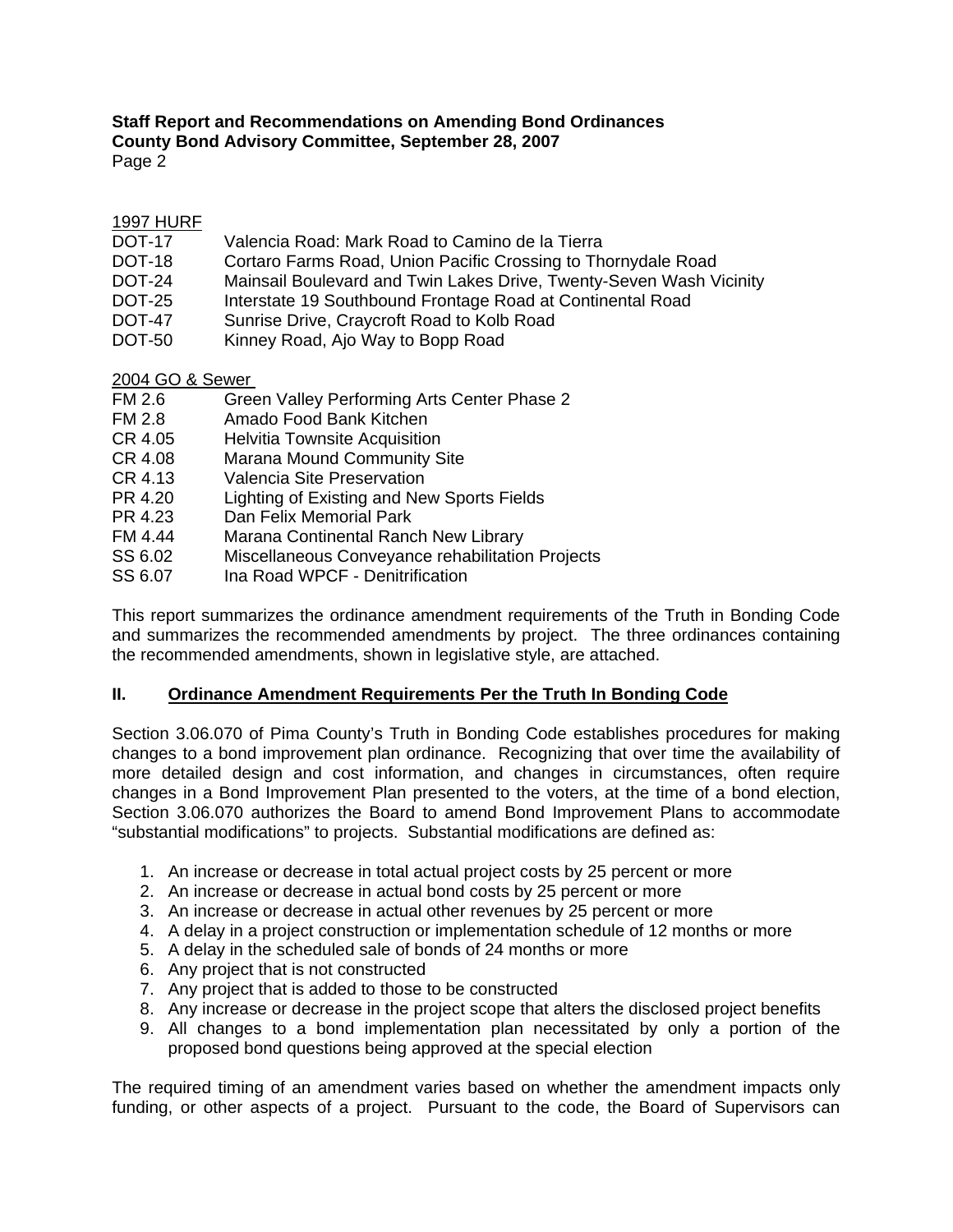1997 HURF

| | |
|---|---|
| DOT-17 | Valencia Road: Mark Road to Camino de la Tierra |
| DOT-18 | Cortaro Farms Road, Union Pacific Crossing to Thornydale Road |
| DOT-24 | Mainsail Boulevard and Twin Lakes Drive, Twenty-Seven Wash Vicinity |
| DOT-25 | Interstate 19 Southbound Frontage Road at Continental Road |
| DOT-47 | Sunrise Drive, Craycroft Road to Kolb Road |
| DOT-50 | Kinney Road, Ajo Way to Bopp Road |

2004 GO & Sewer

| | |
|---|---|
| FM 2.6 | Green Valley Performing Arts Center Phase 2 |
| FM 2.8 | Amado Food Bank Kitchen |
| CR 4.05 | Helvitia Townsite Acquisition |
| CR 4.08 | Marana Mound Community Site |
| CR 4.13 | Valencia Site Preservation |
| PR 4.20 | Lighting of Existing and New Sports Fields |
| PR 4.23 | Dan Felix Memorial Park |
| FM 4.44 | Marana Continental Ranch New Library |
| SS 6.02 | Miscellaneous Conveyance rehabilitation Projects |
| SS 6.07 | Ina Road WPCF - Denitrification |

This report summarizes the ordinance amendment requirements of the Truth in Bonding Code and summarizes the recommended amendments by project. The three ordinances containing the recommended amendments, shown in legislative style, are attached.

## II. Ordinance Amendment Requirements Per the Truth In Bonding Code

Section 3.06.070 of Pima County's Truth in Bonding Code establishes procedures for making changes to a bond improvement plan ordinance. Recognizing that over time the availability of more detailed design and cost information, and changes in circumstances, often require changes in a Bond Improvement Plan presented to the voters, at the time of a bond election, Section 3.06.070 authorizes the Board to amend Bond Improvement Plans to accommodate "substantial modifications" to projects. Substantial modifications are defined as:

1. An increase or decrease in total actual project costs by 25 percent or more
2. An increase or decrease in actual bond costs by 25 percent or more
3. An increase or decrease in actual other revenues by 25 percent or more
4. A delay in a project construction or implementation schedule of 12 months or more
5. A delay in the scheduled sale of bonds of 24 months or more
6. Any project that is not constructed
7. Any project that is added to those to be constructed
8. Any increase or decrease in the project scope that alters the disclosed project benefits
9. All changes to a bond implementation plan necessitated by only a portion of the proposed bond questions being approved at the special election

The required timing of an amendment varies based on whether the amendment impacts only funding, or other aspects of a project. Pursuant to the code, the Board of Supervisors can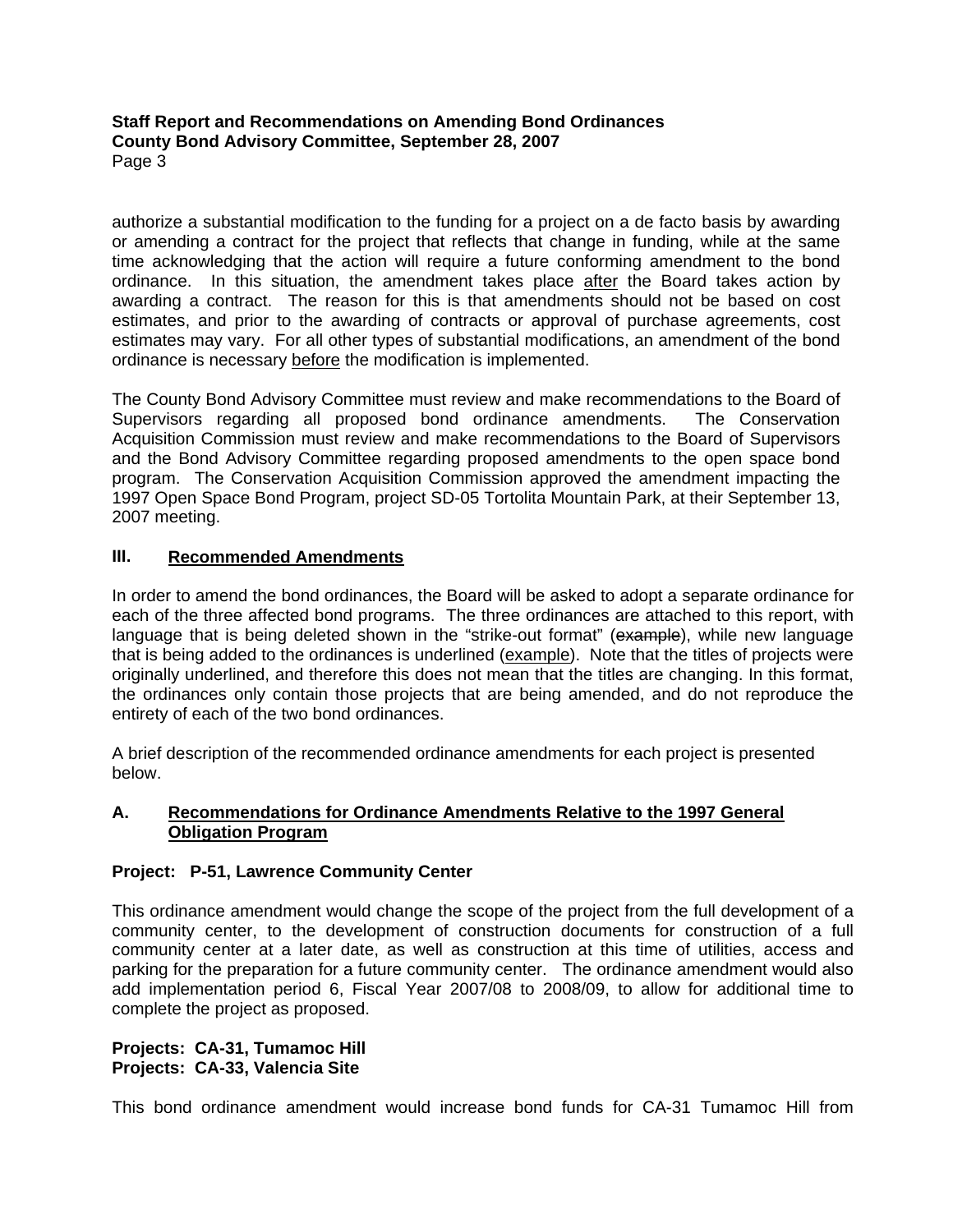authorize a substantial modification to the funding for a project on a de facto basis by awarding or amending a contract for the project that reflects that change in funding, while at the same time acknowledging that the action will require a future conforming amendment to the bond ordinance. In this situation, the amendment takes place <u>after</u> the Board takes action by awarding a contract. The reason for this is that amendments should not be based on cost estimates, and prior to the awarding of contracts or approval of purchase agreements, cost estimates may vary. For all other types of substantial modifications, an amendment of the bond ordinance is necessary <u>before</u> the modification is implemented.

The County Bond Advisory Committee must review and make recommendations to the Board of Supervisors regarding all proposed bond ordinance amendments. The Conservation Acquisition Commission must review and make recommendations to the Board of Supervisors and the Bond Advisory Committee regarding proposed amendments to the open space bond program. The Conservation Acquisition Commission approved the amendment impacting the 1997 Open Space Bond Program, project SD-05 Tortolita Mountain Park, at their September 13, 2007 meeting.

## III. <u>Recommended Amendments</u>

In order to amend the bond ordinances, the Board will be asked to adopt a separate ordinance for each of the three affected bond programs. The three ordinances are attached to this report, with language that is being deleted shown in the "strike-out format" (~~example~~), while new language that is being added to the ordinances is underlined (<u>example</u>). Note that the titles of projects were originally underlined, and therefore this does not mean that the titles are changing. In this format, the ordinances only contain those projects that are being amended, and do not reproduce the entirety of each of the two bond ordinances.

A brief description of the recommended ordinance amendments for each project is presented below.

### A. <u>Recommendations for Ordinance Amendments Relative to the 1997 General Obligation Program</u>

**Project: P-51, Lawrence Community Center**

This ordinance amendment would change the scope of the project from the full development of a community center, to the development of construction documents for construction of a full community center at a later date, as well as construction at this time of utilities, access and parking for the preparation for a future community center. The ordinance amendment would also add implementation period 6, Fiscal Year 2007/08 to 2008/09, to allow for additional time to complete the project as proposed.

**Projects: CA-31, Tumamoc Hill**
**Projects: CA-33, Valencia Site**

This bond ordinance amendment would increase bond funds for CA-31 Tumamoc Hill from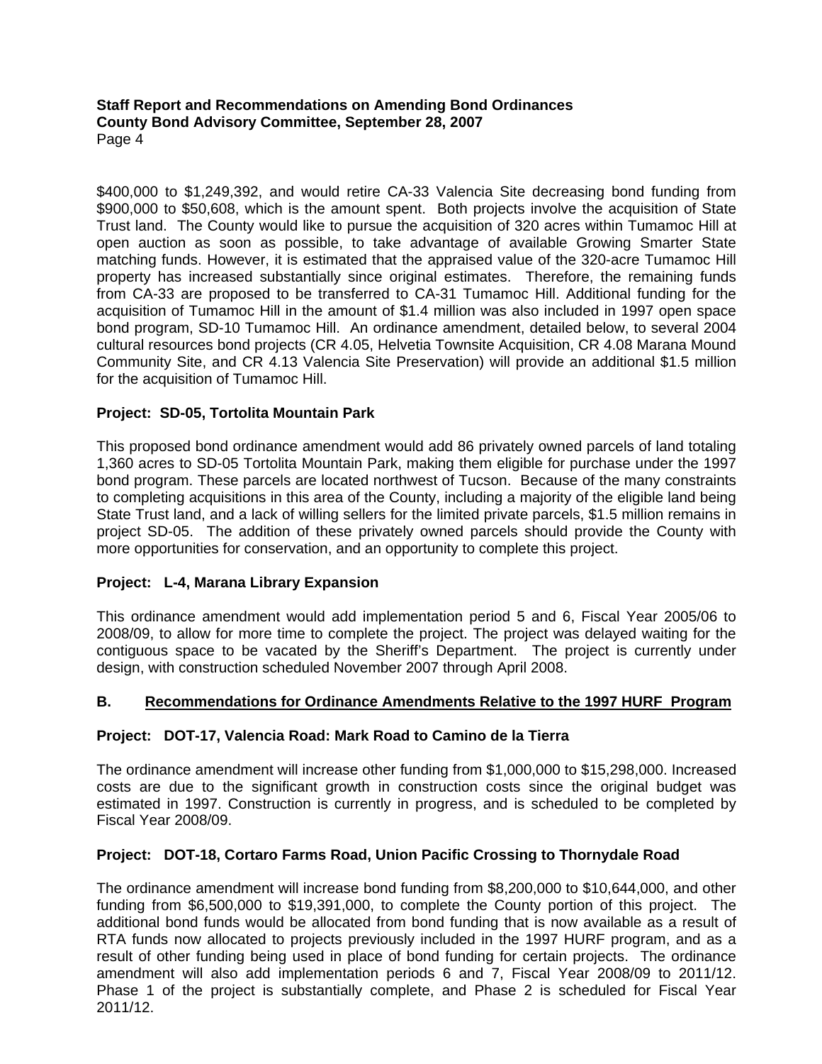$400,000 to $1,249,392, and would retire CA-33 Valencia Site decreasing bond funding from $900,000 to $50,608, which is the amount spent. Both projects involve the acquisition of State Trust land. The County would like to pursue the acquisition of 320 acres within Tumamoc Hill at open auction as soon as possible, to take advantage of available Growing Smarter State matching funds. However, it is estimated that the appraised value of the 320-acre Tumamoc Hill property has increased substantially since original estimates. Therefore, the remaining funds from CA-33 are proposed to be transferred to CA-31 Tumamoc Hill. Additional funding for the acquisition of Tumamoc Hill in the amount of $1.4 million was also included in 1997 open space bond program, SD-10 Tumamoc Hill. An ordinance amendment, detailed below, to several 2004 cultural resources bond projects (CR 4.05, Helvetia Townsite Acquisition, CR 4.08 Marana Mound Community Site, and CR 4.13 Valencia Site Preservation) will provide an additional $1.5 million for the acquisition of Tumamoc Hill.

**Project: SD-05, Tortolita Mountain Park**

This proposed bond ordinance amendment would add 86 privately owned parcels of land totaling 1,360 acres to SD-05 Tortolita Mountain Park, making them eligible for purchase under the 1997 bond program. These parcels are located northwest of Tucson. Because of the many constraints to completing acquisitions in this area of the County, including a majority of the eligible land being State Trust land, and a lack of willing sellers for the limited private parcels, $1.5 million remains in project SD-05. The addition of these privately owned parcels should provide the County with more opportunities for conservation, and an opportunity to complete this project.

**Project: L-4, Marana Library Expansion**

This ordinance amendment would add implementation period 5 and 6, Fiscal Year 2005/06 to 2008/09, to allow for more time to complete the project. The project was delayed waiting for the contiguous space to be vacated by the Sheriff's Department. The project is currently under design, with construction scheduled November 2007 through April 2008.

## B. Recommendations for Ordinance Amendments Relative to the 1997 HURF Program

**Project: DOT-17, Valencia Road: Mark Road to Camino de la Tierra**

The ordinance amendment will increase other funding from $1,000,000 to $15,298,000. Increased costs are due to the significant growth in construction costs since the original budget was estimated in 1997. Construction is currently in progress, and is scheduled to be completed by Fiscal Year 2008/09.

**Project: DOT-18, Cortaro Farms Road, Union Pacific Crossing to Thornydale Road**

The ordinance amendment will increase bond funding from $8,200,000 to $10,644,000, and other funding from $6,500,000 to $19,391,000, to complete the County portion of this project. The additional bond funds would be allocated from bond funding that is now available as a result of RTA funds now allocated to projects previously included in the 1997 HURF program, and as a result of other funding being used in place of bond funding for certain projects. The ordinance amendment will also add implementation periods 6 and 7, Fiscal Year 2008/09 to 2011/12. Phase 1 of the project is substantially complete, and Phase 2 is scheduled for Fiscal Year 2011/12.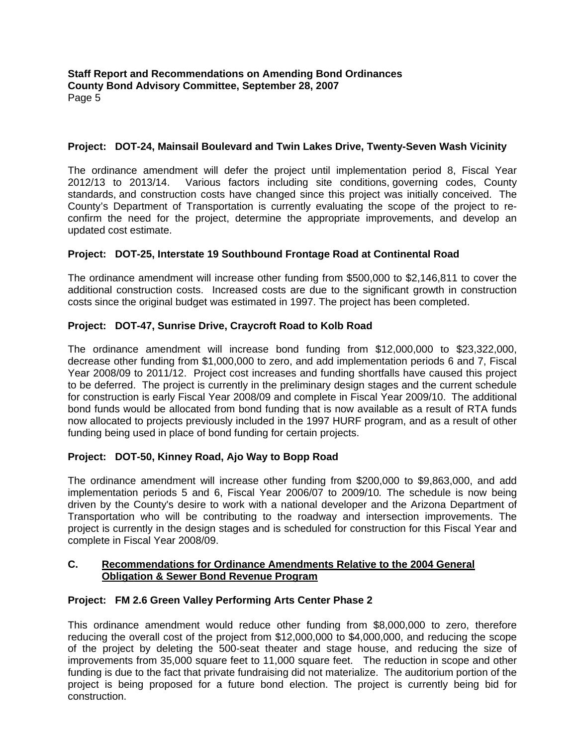### Project: DOT-24, Mainsail Boulevard and Twin Lakes Drive, Twenty-Seven Wash Vicinity

The ordinance amendment will defer the project until implementation period 8, Fiscal Year 2012/13 to 2013/14. Various factors including site conditions, governing codes, County standards, and construction costs have changed since this project was initially conceived. The County's Department of Transportation is currently evaluating the scope of the project to re-confirm the need for the project, determine the appropriate improvements, and develop an updated cost estimate.

### Project: DOT-25, Interstate 19 Southbound Frontage Road at Continental Road

The ordinance amendment will increase other funding from $500,000 to $2,146,811 to cover the additional construction costs. Increased costs are due to the significant growth in construction costs since the original budget was estimated in 1997. The project has been completed.

### Project: DOT-47, Sunrise Drive, Craycroft Road to Kolb Road

The ordinance amendment will increase bond funding from $12,000,000 to $23,322,000, decrease other funding from $1,000,000 to zero, and add implementation periods 6 and 7, Fiscal Year 2008/09 to 2011/12. Project cost increases and funding shortfalls have caused this project to be deferred. The project is currently in the preliminary design stages and the current schedule for construction is early Fiscal Year 2008/09 and complete in Fiscal Year 2009/10. The additional bond funds would be allocated from bond funding that is now available as a result of RTA funds now allocated to projects previously included in the 1997 HURF program, and as a result of other funding being used in place of bond funding for certain projects.

### Project: DOT-50, Kinney Road, Ajo Way to Bopp Road

The ordinance amendment will increase other funding from $200,000 to $9,863,000, and add implementation periods 5 and 6, Fiscal Year 2006/07 to 2009/10. The schedule is now being driven by the County's desire to work with a national developer and the Arizona Department of Transportation who will be contributing to the roadway and intersection improvements. The project is currently in the design stages and is scheduled for construction for this Fiscal Year and complete in Fiscal Year 2008/09.

## C. Recommendations for Ordinance Amendments Relative to the 2004 General Obligation & Sewer Bond Revenue Program

### Project: FM 2.6 Green Valley Performing Arts Center Phase 2

This ordinance amendment would reduce other funding from $8,000,000 to zero, therefore reducing the overall cost of the project from $12,000,000 to $4,000,000, and reducing the scope of the project by deleting the 500-seat theater and stage house, and reducing the size of improvements from 35,000 square feet to 11,000 square feet. The reduction in scope and other funding is due to the fact that private fundraising did not materialize. The auditorium portion of the project is being proposed for a future bond election. The project is currently being bid for construction.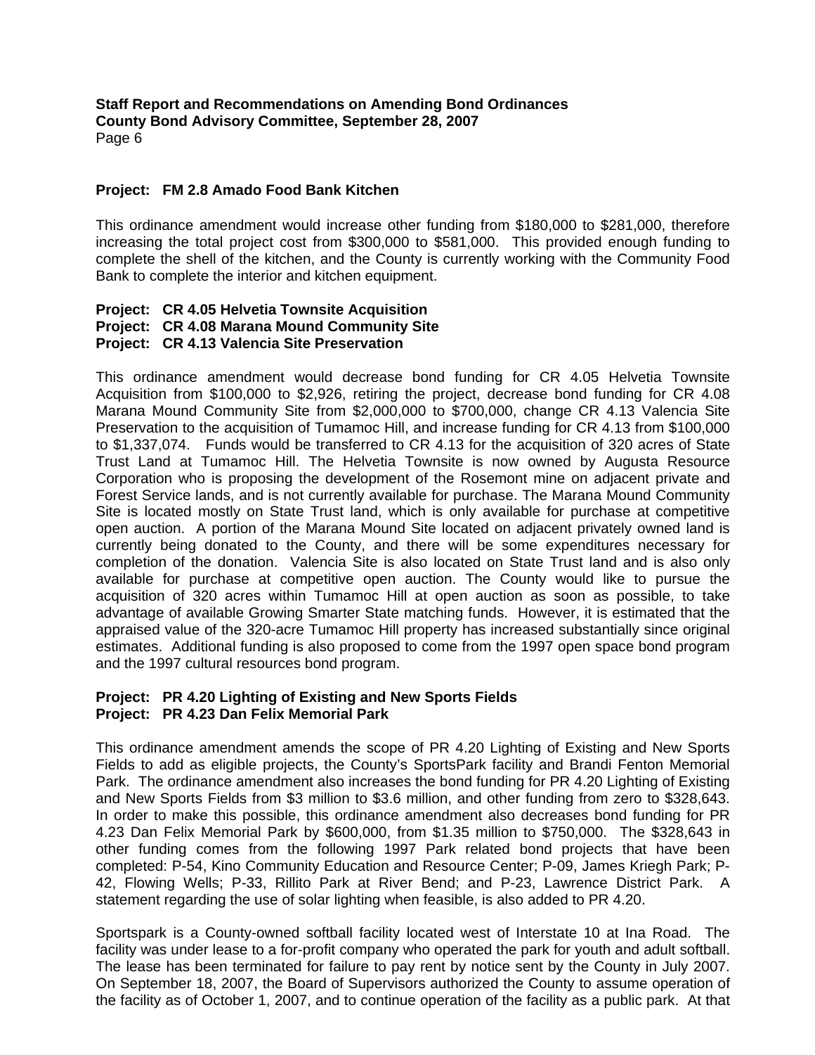**Project: FM 2.8 Amado Food Bank Kitchen**

This ordinance amendment would increase other funding from $180,000 to $281,000, therefore increasing the total project cost from $300,000 to $581,000. This provided enough funding to complete the shell of the kitchen, and the County is currently working with the Community Food Bank to complete the interior and kitchen equipment.

**Project: CR 4.05 Helvetia Townsite Acquisition**
**Project: CR 4.08 Marana Mound Community Site**
**Project: CR 4.13 Valencia Site Preservation**

This ordinance amendment would decrease bond funding for CR 4.05 Helvetia Townsite Acquisition from $100,000 to $2,926, retiring the project, decrease bond funding for CR 4.08 Marana Mound Community Site from $2,000,000 to $700,000, change CR 4.13 Valencia Site Preservation to the acquisition of Tumamoc Hill, and increase funding for CR 4.13 from $100,000 to $1,337,074. Funds would be transferred to CR 4.13 for the acquisition of 320 acres of State Trust Land at Tumamoc Hill. The Helvetia Townsite is now owned by Augusta Resource Corporation who is proposing the development of the Rosemont mine on adjacent private and Forest Service lands, and is not currently available for purchase. The Marana Mound Community Site is located mostly on State Trust land, which is only available for purchase at competitive open auction. A portion of the Marana Mound Site located on adjacent privately owned land is currently being donated to the County, and there will be some expenditures necessary for completion of the donation. Valencia Site is also located on State Trust land and is also only available for purchase at competitive open auction. The County would like to pursue the acquisition of 320 acres within Tumamoc Hill at open auction as soon as possible, to take advantage of available Growing Smarter State matching funds. However, it is estimated that the appraised value of the 320-acre Tumamoc Hill property has increased substantially since original estimates. Additional funding is also proposed to come from the 1997 open space bond program and the 1997 cultural resources bond program.

**Project: PR 4.20 Lighting of Existing and New Sports Fields**
**Project: PR 4.23 Dan Felix Memorial Park**

This ordinance amendment amends the scope of PR 4.20 Lighting of Existing and New Sports Fields to add as eligible projects, the County's SportsPark facility and Brandi Fenton Memorial Park. The ordinance amendment also increases the bond funding for PR 4.20 Lighting of Existing and New Sports Fields from $3 million to $3.6 million, and other funding from zero to $328,643. In order to make this possible, this ordinance amendment also decreases bond funding for PR 4.23 Dan Felix Memorial Park by $600,000, from $1.35 million to $750,000. The $328,643 in other funding comes from the following 1997 Park related bond projects that have been completed: P-54, Kino Community Education and Resource Center; P-09, James Kriegh Park; P-42, Flowing Wells; P-33, Rillito Park at River Bend; and P-23, Lawrence District Park. A statement regarding the use of solar lighting when feasible, is also added to PR 4.20.

Sportspark is a County-owned softball facility located west of Interstate 10 at Ina Road. The facility was under lease to a for-profit company who operated the park for youth and adult softball. The lease has been terminated for failure to pay rent by notice sent by the County in July 2007. On September 18, 2007, the Board of Supervisors authorized the County to assume operation of the facility as of October 1, 2007, and to continue operation of the facility as a public park. At that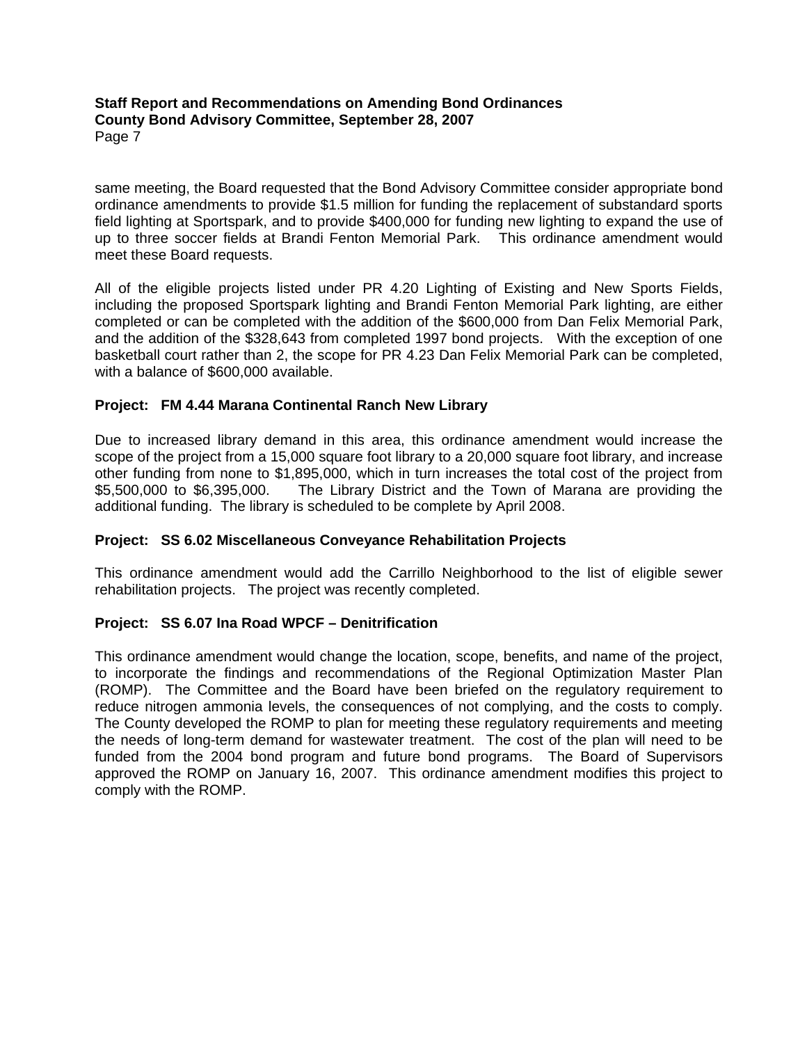same meeting, the Board requested that the Bond Advisory Committee consider appropriate bond ordinance amendments to provide $1.5 million for funding the replacement of substandard sports field lighting at Sportspark, and to provide $400,000 for funding new lighting to expand the use of up to three soccer fields at Brandi Fenton Memorial Park. This ordinance amendment would meet these Board requests.

All of the eligible projects listed under PR 4.20 Lighting of Existing and New Sports Fields, including the proposed Sportspark lighting and Brandi Fenton Memorial Park lighting, are either completed or can be completed with the addition of the $600,000 from Dan Felix Memorial Park, and the addition of the $328,643 from completed 1997 bond projects. With the exception of one basketball court rather than 2, the scope for PR 4.23 Dan Felix Memorial Park can be completed, with a balance of $600,000 available.

**Project: FM 4.44 Marana Continental Ranch New Library**

Due to increased library demand in this area, this ordinance amendment would increase the scope of the project from a 15,000 square foot library to a 20,000 square foot library, and increase other funding from none to $1,895,000, which in turn increases the total cost of the project from $5,500,000 to $6,395,000. The Library District and the Town of Marana are providing the additional funding. The library is scheduled to be complete by April 2008.

**Project: SS 6.02 Miscellaneous Conveyance Rehabilitation Projects**

This ordinance amendment would add the Carrillo Neighborhood to the list of eligible sewer rehabilitation projects. The project was recently completed.

**Project: SS 6.07 Ina Road WPCF – Denitrification**

This ordinance amendment would change the location, scope, benefits, and name of the project, to incorporate the findings and recommendations of the Regional Optimization Master Plan (ROMP). The Committee and the Board have been briefed on the regulatory requirement to reduce nitrogen ammonia levels, the consequences of not complying, and the costs to comply. The County developed the ROMP to plan for meeting these regulatory requirements and meeting the needs of long-term demand for wastewater treatment. The cost of the plan will need to be funded from the 2004 bond program and future bond programs. The Board of Supervisors approved the ROMP on January 16, 2007. This ordinance amendment modifies this project to comply with the ROMP.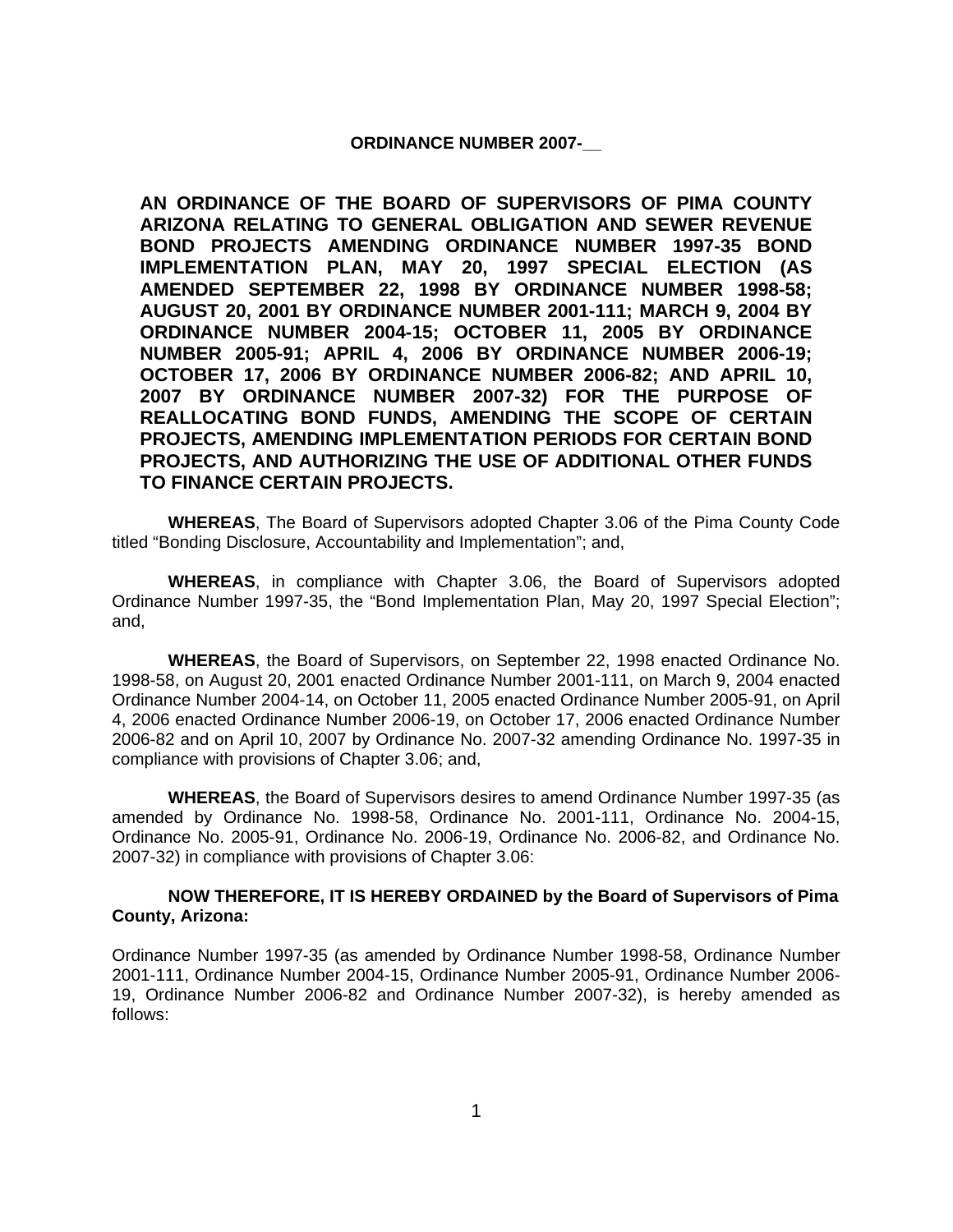**ORDINANCE NUMBER 2007-__**

**AN ORDINANCE OF THE BOARD OF SUPERVISORS OF PIMA COUNTY ARIZONA RELATING TO GENERAL OBLIGATION AND SEWER REVENUE BOND PROJECTS AMENDING ORDINANCE NUMBER 1997-35 BOND IMPLEMENTATION PLAN, MAY 20, 1997 SPECIAL ELECTION (AS AMENDED SEPTEMBER 22, 1998 BY ORDINANCE NUMBER 1998-58; AUGUST 20, 2001 BY ORDINANCE NUMBER 2001-111; MARCH 9, 2004 BY ORDINANCE NUMBER 2004-15; OCTOBER 11, 2005 BY ORDINANCE NUMBER 2005-91; APRIL 4, 2006 BY ORDINANCE NUMBER 2006-19; OCTOBER 17, 2006 BY ORDINANCE NUMBER 2006-82; AND APRIL 10, 2007 BY ORDINANCE NUMBER 2007-32) FOR THE PURPOSE OF REALLOCATING BOND FUNDS, AMENDING THE SCOPE OF CERTAIN PROJECTS, AMENDING IMPLEMENTATION PERIODS FOR CERTAIN BOND PROJECTS, AND AUTHORIZING THE USE OF ADDITIONAL OTHER FUNDS TO FINANCE CERTAIN PROJECTS.**

**WHEREAS**, The Board of Supervisors adopted Chapter 3.06 of the Pima County Code titled "Bonding Disclosure, Accountability and Implementation"; and,

**WHEREAS**, in compliance with Chapter 3.06, the Board of Supervisors adopted Ordinance Number 1997-35, the "Bond Implementation Plan, May 20, 1997 Special Election"; and,

**WHEREAS**, the Board of Supervisors, on September 22, 1998 enacted Ordinance No. 1998-58, on August 20, 2001 enacted Ordinance Number 2001-111, on March 9, 2004 enacted Ordinance Number 2004-14, on October 11, 2005 enacted Ordinance Number 2005-91, on April 4, 2006 enacted Ordinance Number 2006-19, on October 17, 2006 enacted Ordinance Number 2006-82 and on April 10, 2007 by Ordinance No. 2007-32 amending Ordinance No. 1997-35 in compliance with provisions of Chapter 3.06; and,

**WHEREAS**, the Board of Supervisors desires to amend Ordinance Number 1997-35 (as amended by Ordinance No. 1998-58, Ordinance No. 2001-111, Ordinance No. 2004-15, Ordinance No. 2005-91, Ordinance No. 2006-19, Ordinance No. 2006-82, and Ordinance No. 2007-32) in compliance with provisions of Chapter 3.06:

**NOW THEREFORE, IT IS HEREBY ORDAINED by the Board of Supervisors of Pima County, Arizona:**

Ordinance Number 1997-35 (as amended by Ordinance Number 1998-58, Ordinance Number 2001-111, Ordinance Number 2004-15, Ordinance Number 2005-91, Ordinance Number 2006-19, Ordinance Number 2006-82 and Ordinance Number 2007-32), is hereby amended as follows: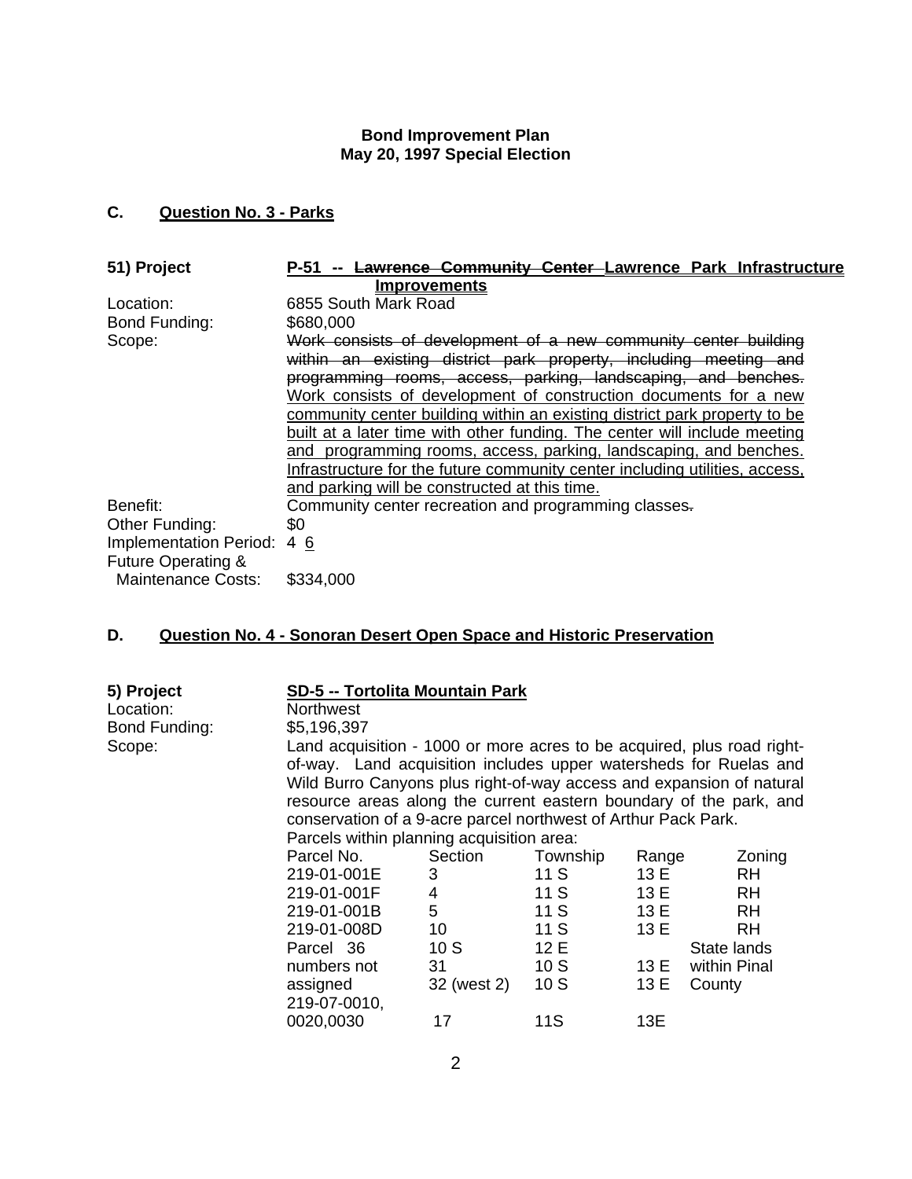**Bond Improvement Plan**
**May 20, 1997 Special Election**

## C. Question No. 3 - Parks

**51) Project** — **P-51 -- ~~Lawrence Community Center~~ Lawrence Park Infrastructure Improvements**

Location: 6855 South Mark Road

Bond Funding: $680,000

Scope: ~~Work consists of development of a new community center building within an existing district park property, including meeting and programming rooms, access, parking, landscaping, and benches.~~ Work consists of development of construction documents for a new community center building within an existing district park property to be built at a later time with other funding. The center will include meeting and programming rooms, access, parking, landscaping, and benches. Infrastructure for the future community center including utilities, access, and parking will be constructed at this time.

Benefit: Community center recreation and programming classes~~.~~

Other Funding: $0

Implementation Period: ~~4~~ 6

Future Operating & Maintenance Costs: $334,000

## D. Question No. 4 - Sonoran Desert Open Space and Historic Preservation

**5) Project** — **SD-5 -- Tortolita Mountain Park**

Location: Northwest

Bond Funding: $5,196,397

Scope: Land acquisition - 1000 or more acres to be acquired, plus road right-of-way. Land acquisition includes upper watersheds for Ruelas and Wild Burro Canyons plus right-of-way access and expansion of natural resource areas along the current eastern boundary of the park, and conservation of a 9-acre parcel northwest of Arthur Pack Park.

Parcels within planning acquisition area:

| Parcel No. | Section | Township | Range | Zoning |
|---|---|---|---|---|
| 219-01-001E | 3 | 11 S | 13 E | RH |
| 219-01-001F | 4 | 11 S | 13 E | RH |
| 219-01-001B | 5 | 11 S | 13 E | RH |
| 219-01-008D | 10 | 11 S | 13 E | RH |
| Parcel numbers not assigned | 36 | 10 S | 12 E | State lands within Pinal County |
| | 31 | 10 S | 13 E | |
| | 32 (west 2) | 10 S | 13 E | |
| 219-07-0010, 0020,0030 | 17 | 11S | 13E | |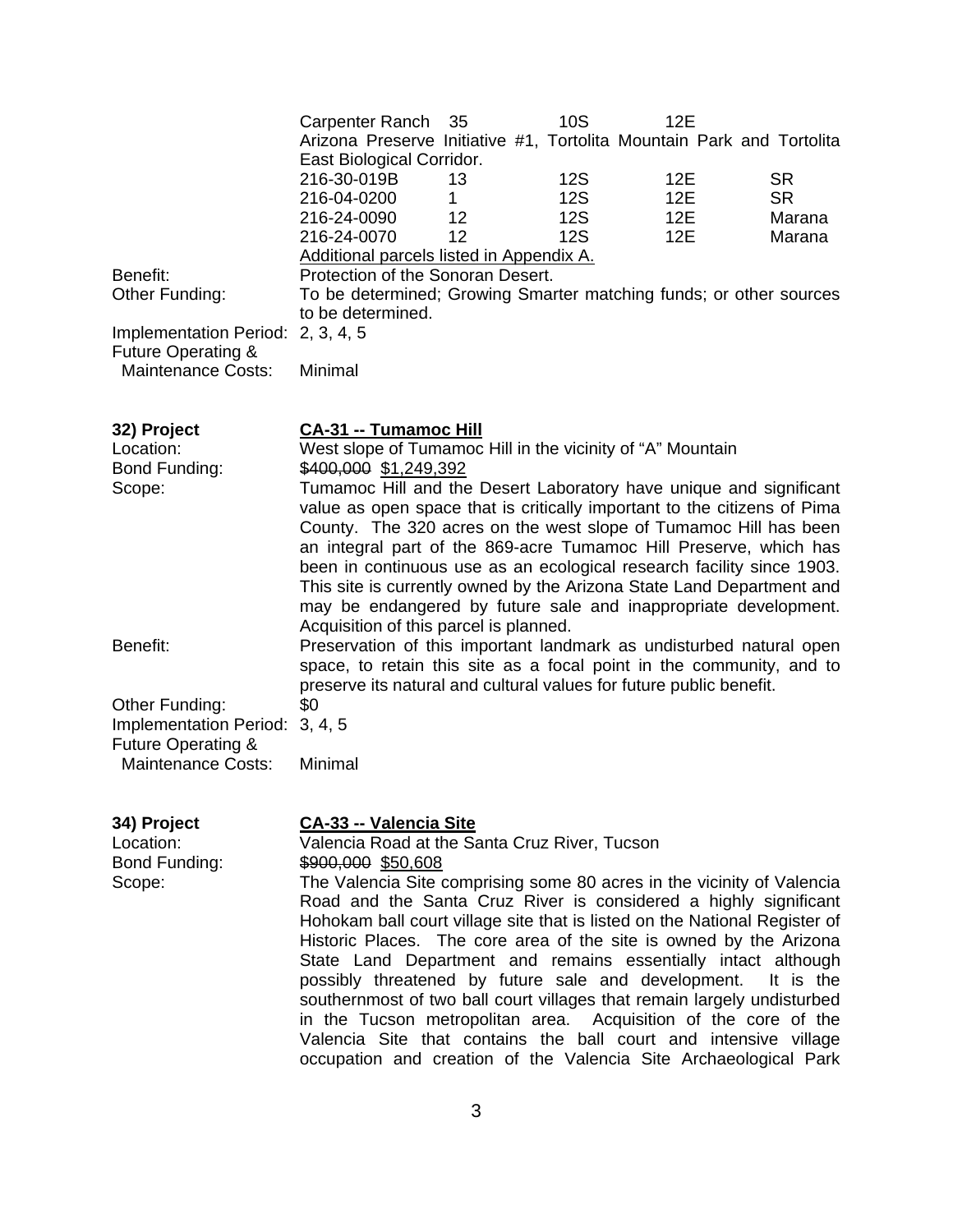| | | | | |
|---|---|---|---|---|
| Carpenter Ranch | 35 | 10S | 12E | |

Arizona Preserve Initiative #1, Tortolita Mountain Park and Tortolita East Biological Corridor.

| | | | | |
|---|---|---|---|---|
| 216-30-019B | 13 | 12S | 12E | SR |
| 216-04-0200 | 1 | 12S | 12E | SR |
| 216-24-0090 | 12 | 12S | 12E | Marana |
| 216-24-0070 | 12 | 12S | 12E | Marana |

<u>Additional parcels listed in Appendix A.</u>

Benefit: Protection of the Sonoran Desert.

Other Funding: To be determined; Growing Smarter matching funds; or other sources to be determined.

Implementation Period: 2, 3, 4, 5

Future Operating & Maintenance Costs: Minimal

**32) Project** **<u>CA-31 -- Tumamoc Hill</u>**

Location: West slope of Tumamoc Hill in the vicinity of "A" Mountain

Bond Funding: ~~$400,000~~ <u>$1,249,392</u>

Scope: Tumamoc Hill and the Desert Laboratory have unique and significant value as open space that is critically important to the citizens of Pima County. The 320 acres on the west slope of Tumamoc Hill has been an integral part of the 869-acre Tumamoc Hill Preserve, which has been in continuous use as an ecological research facility since 1903. This site is currently owned by the Arizona State Land Department and may be endangered by future sale and inappropriate development. Acquisition of this parcel is planned.

Benefit: Preservation of this important landmark as undisturbed natural open space, to retain this site as a focal point in the community, and to preserve its natural and cultural values for future public benefit.

Other Funding: $0

Implementation Period: 3, 4, 5

Future Operating & Maintenance Costs: Minimal

**34) Project** **<u>CA-33 -- Valencia Site</u>**

Location: Valencia Road at the Santa Cruz River, Tucson

Bond Funding: ~~$900,000~~ <u>$50,608</u>

Scope: The Valencia Site comprising some 80 acres in the vicinity of Valencia Road and the Santa Cruz River is considered a highly significant Hohokam ball court village site that is listed on the National Register of Historic Places. The core area of the site is owned by the Arizona State Land Department and remains essentially intact although possibly threatened by future sale and development. It is the southernmost of two ball court villages that remain largely undisturbed in the Tucson metropolitan area. Acquisition of the core of the Valencia Site that contains the ball court and intensive village occupation and creation of the Valencia Site Archaeological Park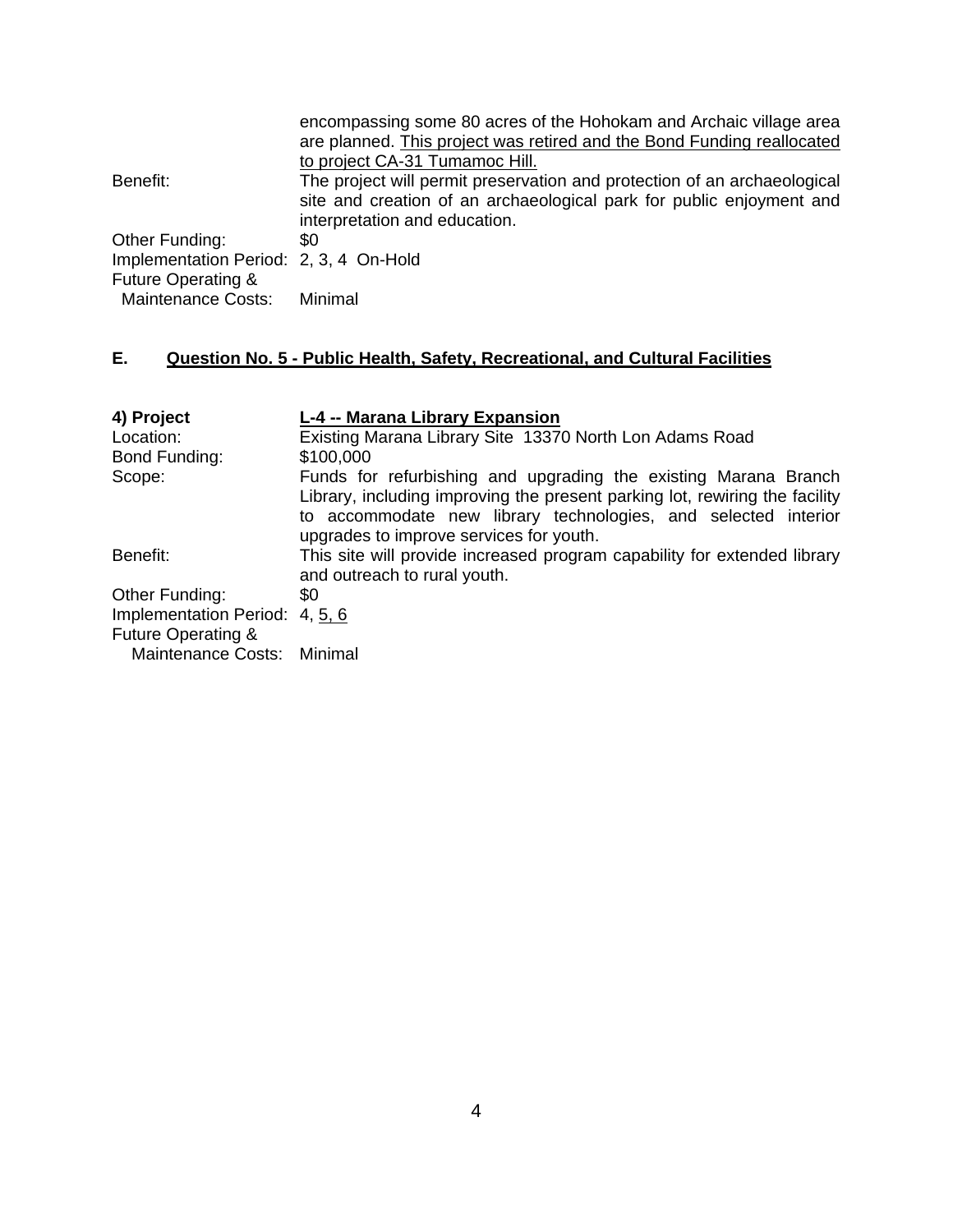encompassing some 80 acres of the Hohokam and Archaic village area are planned. <u>This project was retired and the Bond Funding reallocated to project CA-31 Tumamoc Hill.</u>

Benefit: The project will permit preservation and protection of an archaeological site and creation of an archaeological park for public enjoyment and interpretation and education.

Other Funding: $0

Implementation Period: 2, 3, 4 On-Hold

Future Operating & Maintenance Costs: Minimal

## E. <u>Question No. 5 - Public Health, Safety, Recreational, and Cultural Facilities</u>

**4) Project** **<u>L-4 -- Marana Library Expansion</u>**

Location: Existing Marana Library Site 13370 North Lon Adams Road

Bond Funding: $100,000

Scope: Funds for refurbishing and upgrading the existing Marana Branch Library, including improving the present parking lot, rewiring the facility to accommodate new library technologies, and selected interior upgrades to improve services for youth.

Benefit: This site will provide increased program capability for extended library and outreach to rural youth.

Other Funding: $0

Implementation Period: 4, <u>5, 6</u>

Future Operating & Maintenance Costs: Minimal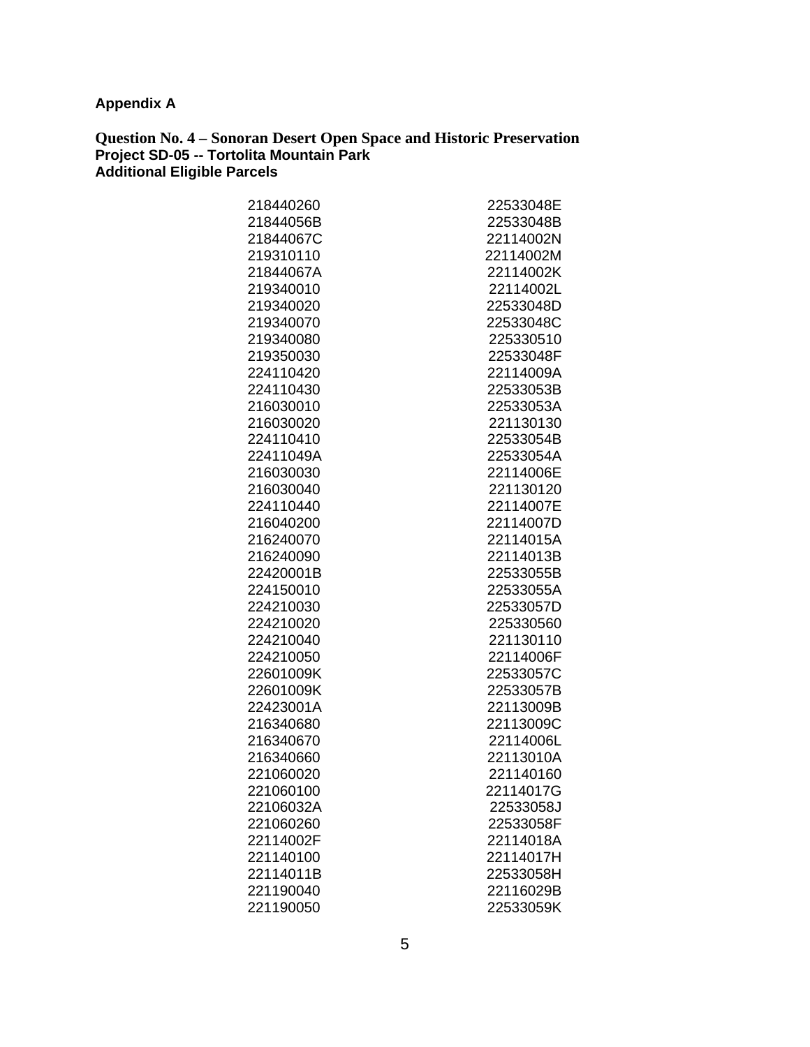**Appendix A**

**Question No. 4 – Sonoran Desert Open Space and Historic Preservation**
**Project SD-05 -- Tortolita Mountain Park**
**Additional Eligible Parcels**

| | |
|---|---|
| 218440260 | 22533048E |
| 21844056B | 22533048B |
| 21844067C | 22114002N |
| 219310110 | 22114002M |
| 21844067A | 22114002K |
| 219340010 | 22114002L |
| 219340020 | 22533048D |
| 219340070 | 22533048C |
| 219340080 | 225330510 |
| 219350030 | 22533048F |
| 224110420 | 22114009A |
| 224110430 | 22533053B |
| 216030010 | 22533053A |
| 216030020 | 221130130 |
| 224110410 | 22533054B |
| 22411049A | 22533054A |
| 216030030 | 22114006E |
| 216030040 | 221130120 |
| 224110440 | 22114007E |
| 216040200 | 22114007D |
| 216240070 | 22114015A |
| 216240090 | 22114013B |
| 22420001B | 22533055B |
| 224150010 | 22533055A |
| 224210030 | 22533057D |
| 224210020 | 225330560 |
| 224210040 | 221130110 |
| 224210050 | 22114006F |
| 22601009K | 22533057C |
| 22601009K | 22533057B |
| 22423001A | 22113009B |
| 216340680 | 22113009C |
| 216340670 | 22114006L |
| 216340660 | 22113010A |
| 221060020 | 221140160 |
| 221060100 | 22114017G |
| 22106032A | 22533058J |
| 221060260 | 22533058F |
| 22114002F | 22114018A |
| 221140100 | 22114017H |
| 22114011B | 22533058H |
| 221190040 | 22116029B |
| 221190050 | 22533059K |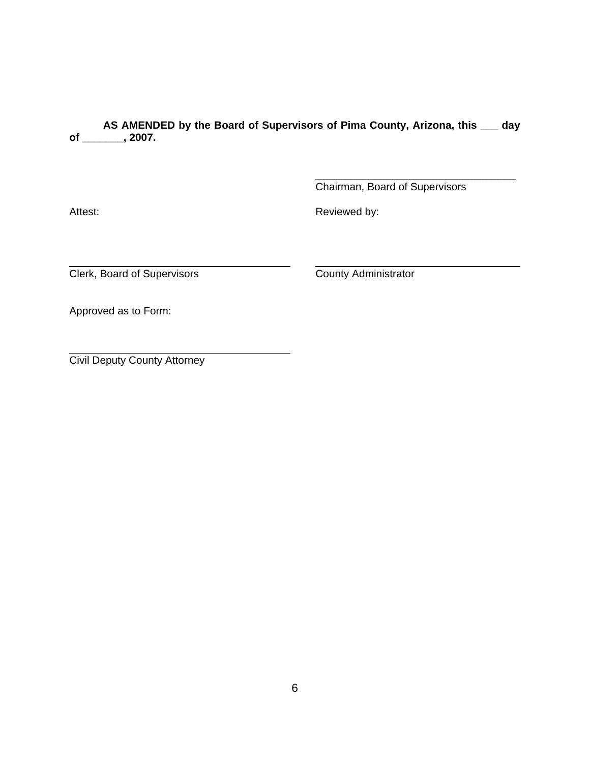**AS AMENDED by the Board of Supervisors of Pima County, Arizona, this ___ day of _______, 2007.**

\_\_\_\_\_\_\_\_\_\_\_\_\_\_\_\_\_\_\_\_\_\_\_\_\_\_\_\_\_\_\_\_\_\_\_
Chairman, Board of Supervisors

Attest:

\_\_\_\_\_\_\_\_\_\_\_\_\_\_\_\_\_\_\_\_\_\_\_\_\_\_\_\_\_\_\_\_\_\_\_
Clerk, Board of Supervisors

Reviewed by:

\_\_\_\_\_\_\_\_\_\_\_\_\_\_\_\_\_\_\_\_\_\_\_\_\_\_\_\_\_\_\_\_\_\_\_
County Administrator

Approved as to Form:

\_\_\_\_\_\_\_\_\_\_\_\_\_\_\_\_\_\_\_\_\_\_\_\_\_\_\_\_\_\_\_\_\_\_\_
Civil Deputy County Attorney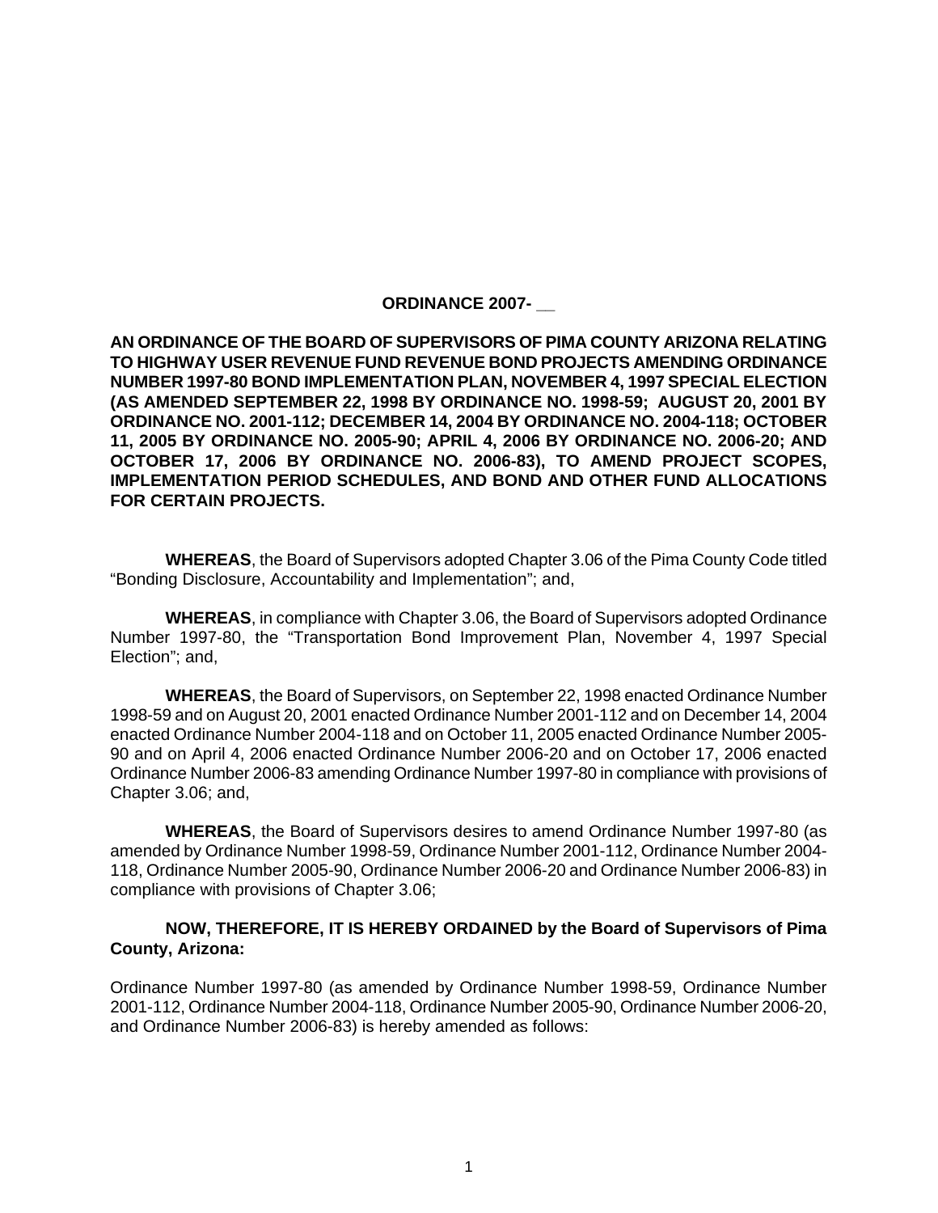**ORDINANCE 2007- __**

**AN ORDINANCE OF THE BOARD OF SUPERVISORS OF PIMA COUNTY ARIZONA RELATING TO HIGHWAY USER REVENUE FUND REVENUE BOND PROJECTS AMENDING ORDINANCE NUMBER 1997-80 BOND IMPLEMENTATION PLAN, NOVEMBER 4, 1997 SPECIAL ELECTION (AS AMENDED SEPTEMBER 22, 1998 BY ORDINANCE NO. 1998-59; AUGUST 20, 2001 BY ORDINANCE NO. 2001-112; DECEMBER 14, 2004 BY ORDINANCE NO. 2004-118; OCTOBER 11, 2005 BY ORDINANCE NO. 2005-90; APRIL 4, 2006 BY ORDINANCE NO. 2006-20; AND OCTOBER 17, 2006 BY ORDINANCE NO. 2006-83), TO AMEND PROJECT SCOPES, IMPLEMENTATION PERIOD SCHEDULES, AND BOND AND OTHER FUND ALLOCATIONS FOR CERTAIN PROJECTS.**

**WHEREAS**, the Board of Supervisors adopted Chapter 3.06 of the Pima County Code titled "Bonding Disclosure, Accountability and Implementation"; and,

**WHEREAS**, in compliance with Chapter 3.06, the Board of Supervisors adopted Ordinance Number 1997-80, the "Transportation Bond Improvement Plan, November 4, 1997 Special Election"; and,

**WHEREAS**, the Board of Supervisors, on September 22, 1998 enacted Ordinance Number 1998-59 and on August 20, 2001 enacted Ordinance Number 2001-112 and on December 14, 2004 enacted Ordinance Number 2004-118 and on October 11, 2005 enacted Ordinance Number 2005-90 and on April 4, 2006 enacted Ordinance Number 2006-20 and on October 17, 2006 enacted Ordinance Number 2006-83 amending Ordinance Number 1997-80 in compliance with provisions of Chapter 3.06; and,

**WHEREAS**, the Board of Supervisors desires to amend Ordinance Number 1997-80 (as amended by Ordinance Number 1998-59, Ordinance Number 2001-112, Ordinance Number 2004-118, Ordinance Number 2005-90, Ordinance Number 2006-20 and Ordinance Number 2006-83) in compliance with provisions of Chapter 3.06;

**NOW, THEREFORE, IT IS HEREBY ORDAINED by the Board of Supervisors of Pima County, Arizona:**

Ordinance Number 1997-80 (as amended by Ordinance Number 1998-59, Ordinance Number 2001-112, Ordinance Number 2004-118, Ordinance Number 2005-90, Ordinance Number 2006-20, and Ordinance Number 2006-83) is hereby amended as follows: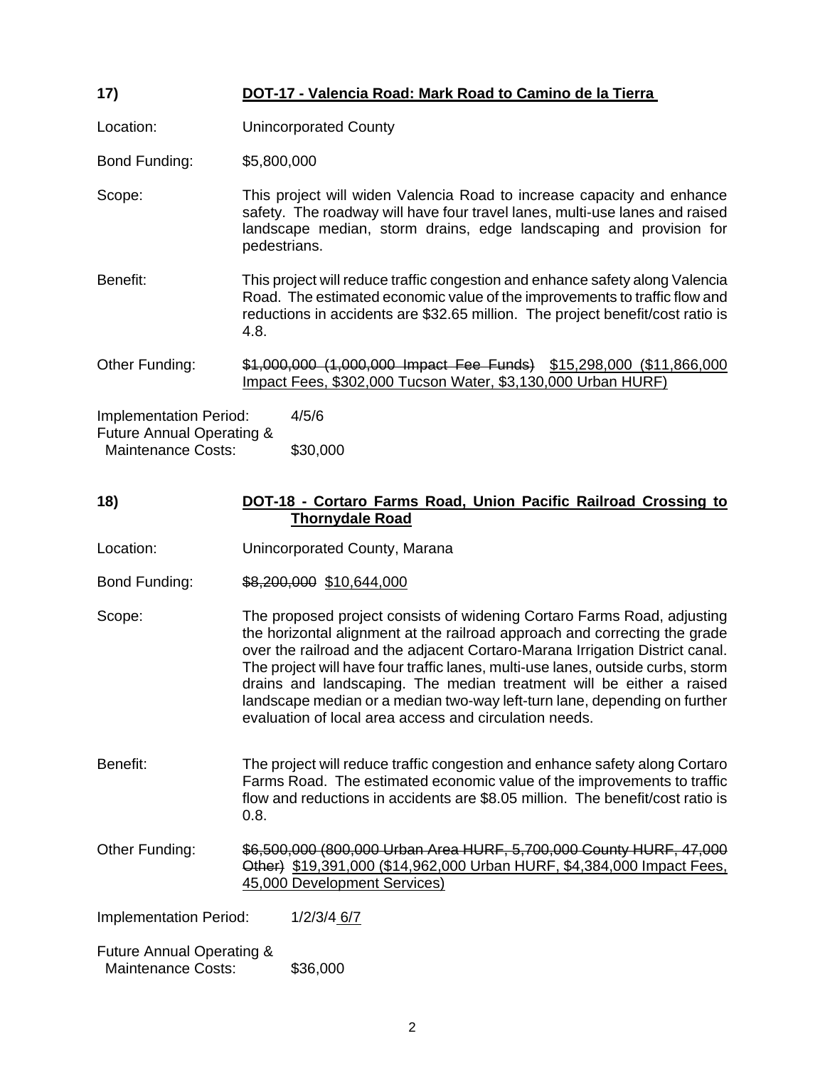**17) DOT-17 - Valencia Road: Mark Road to Camino de la Tierra**

Location: Unincorporated County

Bond Funding: $5,800,000

Scope: This project will widen Valencia Road to increase capacity and enhance safety. The roadway will have four travel lanes, multi-use lanes and raised landscape median, storm drains, edge landscaping and provision for pedestrians.

Benefit: This project will reduce traffic congestion and enhance safety along Valencia Road. The estimated economic value of the improvements to traffic flow and reductions in accidents are $32.65 million. The project benefit/cost ratio is 4.8.

Other Funding: ~~$1,000,000 (1,000,000 Impact Fee Funds)~~ $15,298,000 ($11,866,000 Impact Fees, $302,000 Tucson Water, $3,130,000 Urban HURF)

Implementation Period: 4/5/6

Future Annual Operating & Maintenance Costs: $30,000

**18) DOT-18 - Cortaro Farms Road, Union Pacific Railroad Crossing to Thornydale Road**

Location: Unincorporated County, Marana

Bond Funding: ~~$8,200,000~~ $10,644,000

Scope: The proposed project consists of widening Cortaro Farms Road, adjusting the horizontal alignment at the railroad approach and correcting the grade over the railroad and the adjacent Cortaro-Marana Irrigation District canal. The project will have four traffic lanes, multi-use lanes, outside curbs, storm drains and landscaping. The median treatment will be either a raised landscape median or a median two-way left-turn lane, depending on further evaluation of local area access and circulation needs.

Benefit: The project will reduce traffic congestion and enhance safety along Cortaro Farms Road. The estimated economic value of the improvements to traffic flow and reductions in accidents are $8.05 million. The benefit/cost ratio is 0.8.

Other Funding: ~~$6,500,000 (800,000 Urban Area HURF, 5,700,000 County HURF, 47,000 Other)~~ $19,391,000 ($14,962,000 Urban HURF, $4,384,000 Impact Fees, 45,000 Development Services)

Implementation Period: ~~1/2/3/4~~ 6/7

Future Annual Operating & Maintenance Costs: $36,000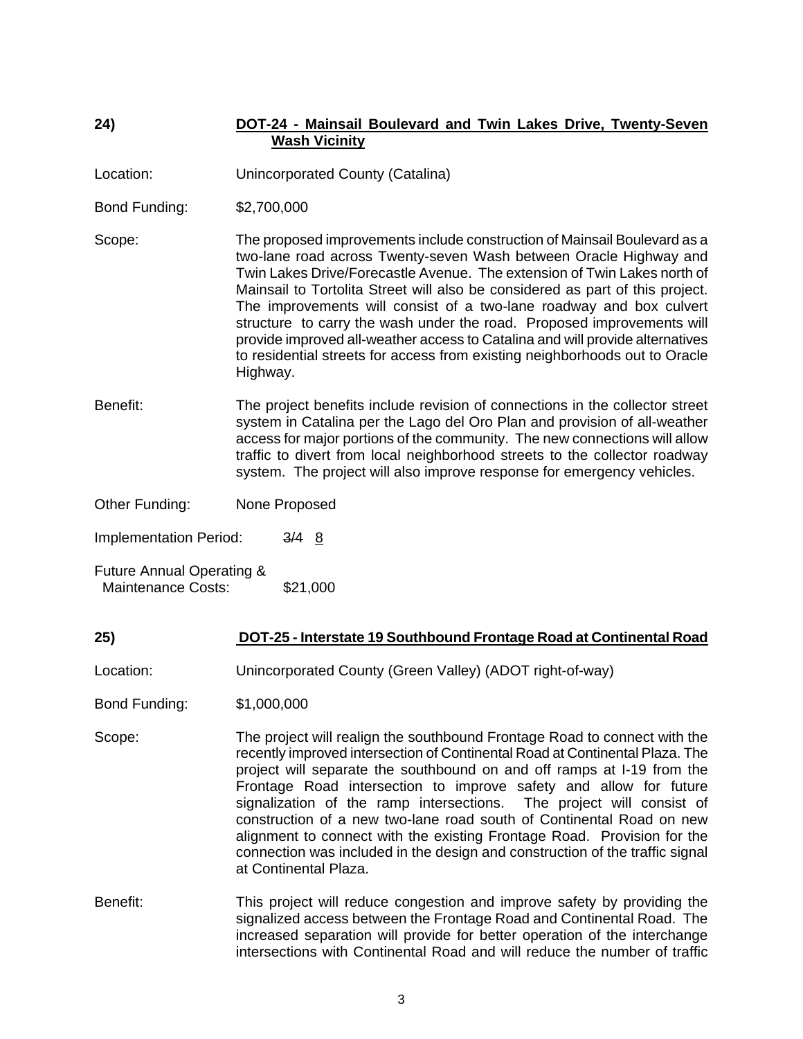**24)** **DOT-24 - Mainsail Boulevard and Twin Lakes Drive, Twenty-Seven Wash Vicinity**

Location: Unincorporated County (Catalina)

Bond Funding: $2,700,000

Scope: The proposed improvements include construction of Mainsail Boulevard as a two-lane road across Twenty-seven Wash between Oracle Highway and Twin Lakes Drive/Forecastle Avenue. The extension of Twin Lakes north of Mainsail to Tortolita Street will also be considered as part of this project. The improvements will consist of a two-lane roadway and box culvert structure to carry the wash under the road. Proposed improvements will provide improved all-weather access to Catalina and will provide alternatives to residential streets for access from existing neighborhoods out to Oracle Highway.

Benefit: The project benefits include revision of connections in the collector street system in Catalina per the Lago del Oro Plan and provision of all-weather access for major portions of the community. The new connections will allow traffic to divert from local neighborhood streets to the collector roadway system. The project will also improve response for emergency vehicles.

Other Funding: None Proposed

Implementation Period: ~~3/4~~ <u>8</u>

Future Annual Operating & Maintenance Costs: $21,000

**25)** **DOT-25 - Interstate 19 Southbound Frontage Road at Continental Road**

Location: Unincorporated County (Green Valley) (ADOT right-of-way)

Bond Funding: $1,000,000

Scope: The project will realign the southbound Frontage Road to connect with the recently improved intersection of Continental Road at Continental Plaza. The project will separate the southbound on and off ramps at I-19 from the Frontage Road intersection to improve safety and allow for future signalization of the ramp intersections. The project will consist of construction of a new two-lane road south of Continental Road on new alignment to connect with the existing Frontage Road. Provision for the connection was included in the design and construction of the traffic signal at Continental Plaza.

Benefit: This project will reduce congestion and improve safety by providing the signalized access between the Frontage Road and Continental Road. The increased separation will provide for better operation of the interchange intersections with Continental Road and will reduce the number of traffic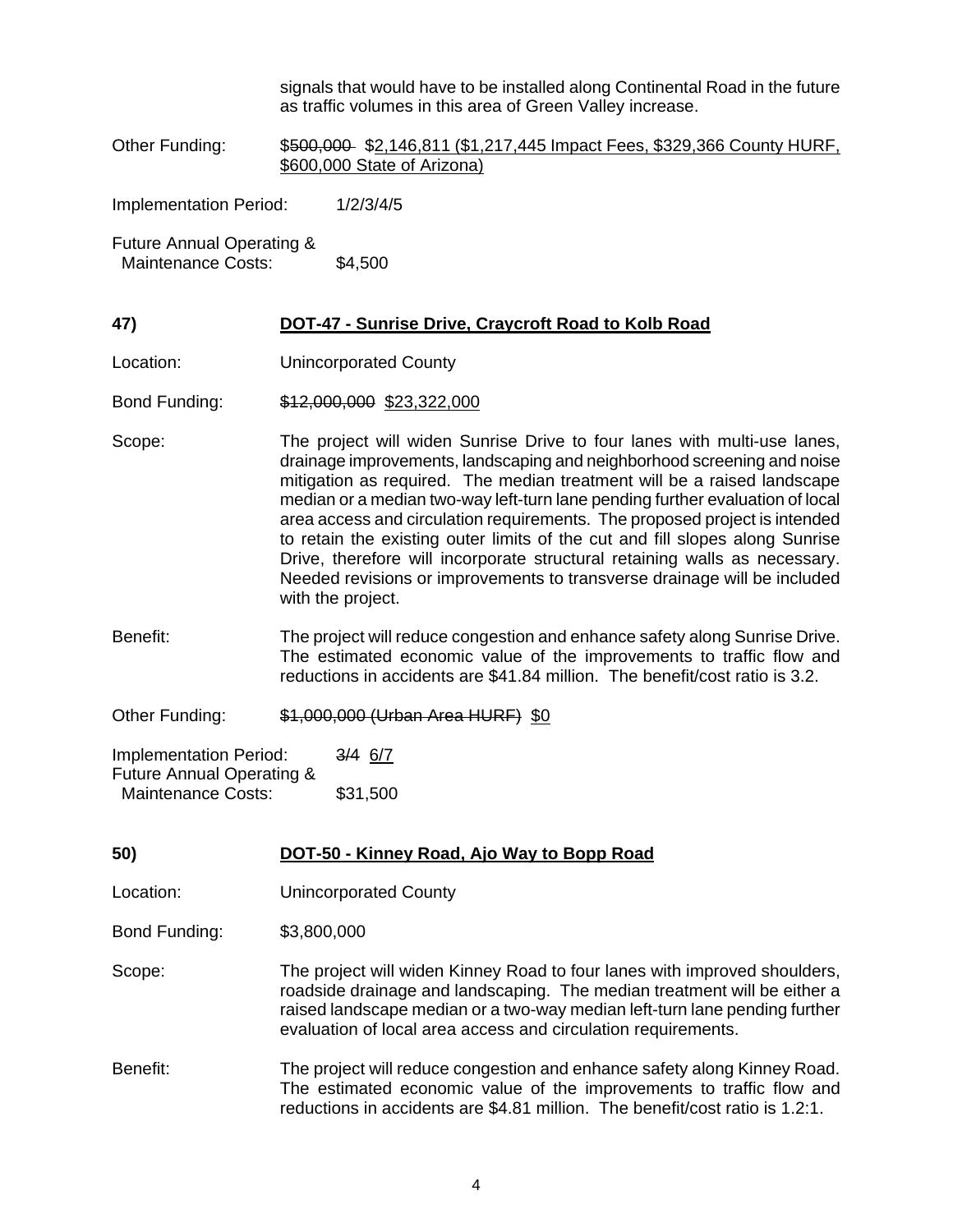signals that would have to be installed along Continental Road in the future as traffic volumes in this area of Green Valley increase.

Other Funding: ~~$500,000~~ $2,146,811 ($1,217,445 Impact Fees, $329,366 County HURF, $600,000 State of Arizona)

Implementation Period: 1/2/3/4/5

Future Annual Operating & Maintenance Costs: $4,500

**47) DOT-47 - Sunrise Drive, Craycroft Road to Kolb Road**

Location: Unincorporated County

Bond Funding: ~~$12,000,000~~ $23,322,000

Scope: The project will widen Sunrise Drive to four lanes with multi-use lanes, drainage improvements, landscaping and neighborhood screening and noise mitigation as required. The median treatment will be a raised landscape median or a median two-way left-turn lane pending further evaluation of local area access and circulation requirements. The proposed project is intended to retain the existing outer limits of the cut and fill slopes along Sunrise Drive, therefore will incorporate structural retaining walls as necessary. Needed revisions or improvements to transverse drainage will be included with the project.

Benefit: The project will reduce congestion and enhance safety along Sunrise Drive. The estimated economic value of the improvements to traffic flow and reductions in accidents are $41.84 million. The benefit/cost ratio is 3.2.

Other Funding: ~~$1,000,000 (Urban Area HURF)~~ $0

Implementation Period: ~~3/4~~ 6/7

Future Annual Operating & Maintenance Costs: $31,500

**50) DOT-50 - Kinney Road, Ajo Way to Bopp Road**

Location: Unincorporated County

Bond Funding: $3,800,000

Scope: The project will widen Kinney Road to four lanes with improved shoulders, roadside drainage and landscaping. The median treatment will be either a raised landscape median or a two-way median left-turn lane pending further evaluation of local area access and circulation requirements.

Benefit: The project will reduce congestion and enhance safety along Kinney Road. The estimated economic value of the improvements to traffic flow and reductions in accidents are $4.81 million. The benefit/cost ratio is 1.2:1.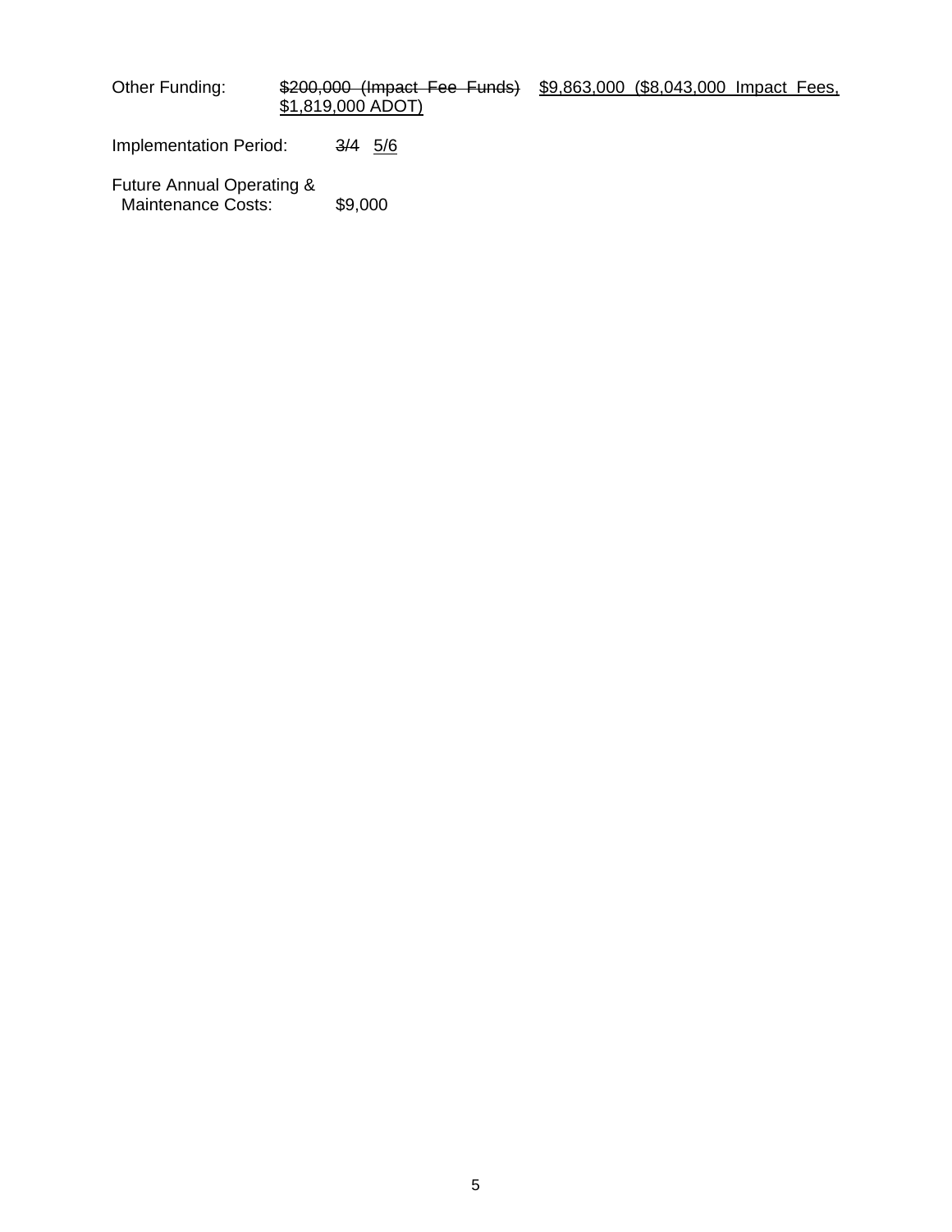Other Funding: ~~$200,000 (Impact Fee Funds)~~ <u>$9,863,000 ($8,043,000 Impact Fees, $1,819,000 ADOT)</u>

Implementation Period: ~~3/4~~ <u>5/6</u>

Future Annual Operating & Maintenance Costs: $9,000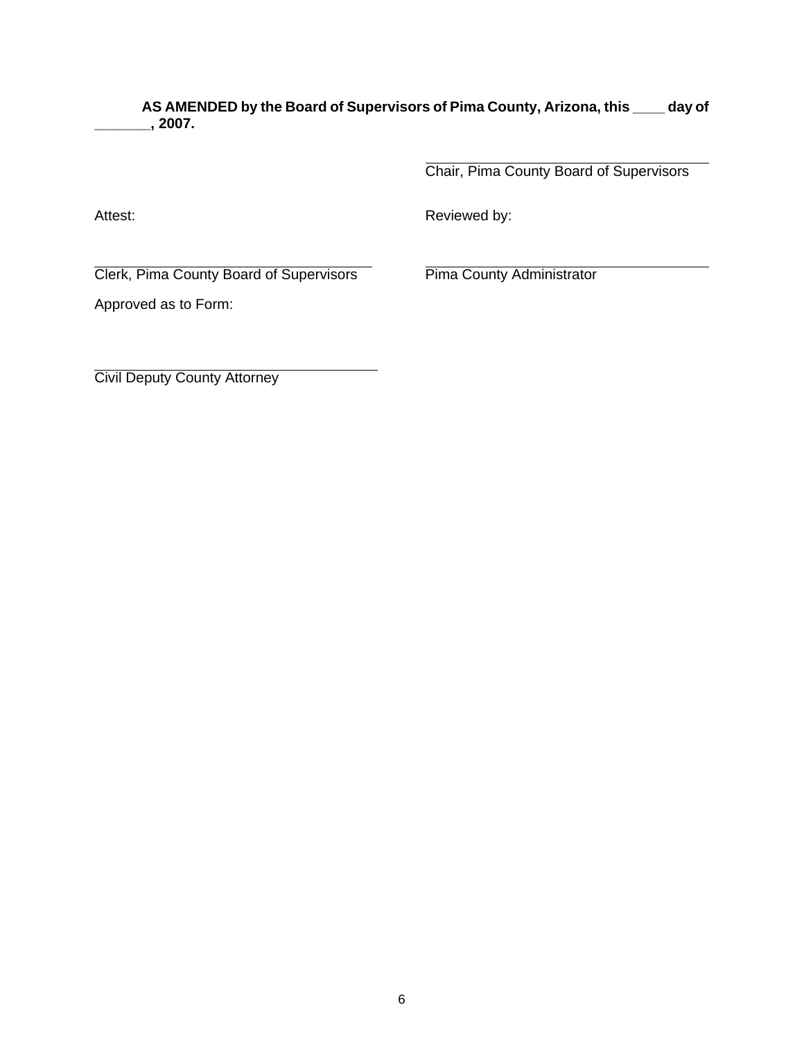**AS AMENDED by the Board of Supervisors of Pima County, Arizona, this ____ day of _______, 2007.**

\_\_\_\_\_\_\_\_\_\_\_\_\_\_\_\_\_\_\_\_\_\_\_\_\_\_\_\_\_\_\_\_\_\_\_\_

Chair, Pima County Board of Supervisors

Attest:

\_\_\_\_\_\_\_\_\_\_\_\_\_\_\_\_\_\_\_\_\_\_\_\_\_\_\_\_\_\_\_\_\_\_\_\_

Clerk, Pima County Board of Supervisors

Reviewed by:

\_\_\_\_\_\_\_\_\_\_\_\_\_\_\_\_\_\_\_\_\_\_\_\_\_\_\_\_\_\_\_\_\_\_\_\_

Pima County Administrator

Approved as to Form:

\_\_\_\_\_\_\_\_\_\_\_\_\_\_\_\_\_\_\_\_\_\_\_\_\_\_\_\_\_\_\_\_\_\_\_\_

Civil Deputy County Attorney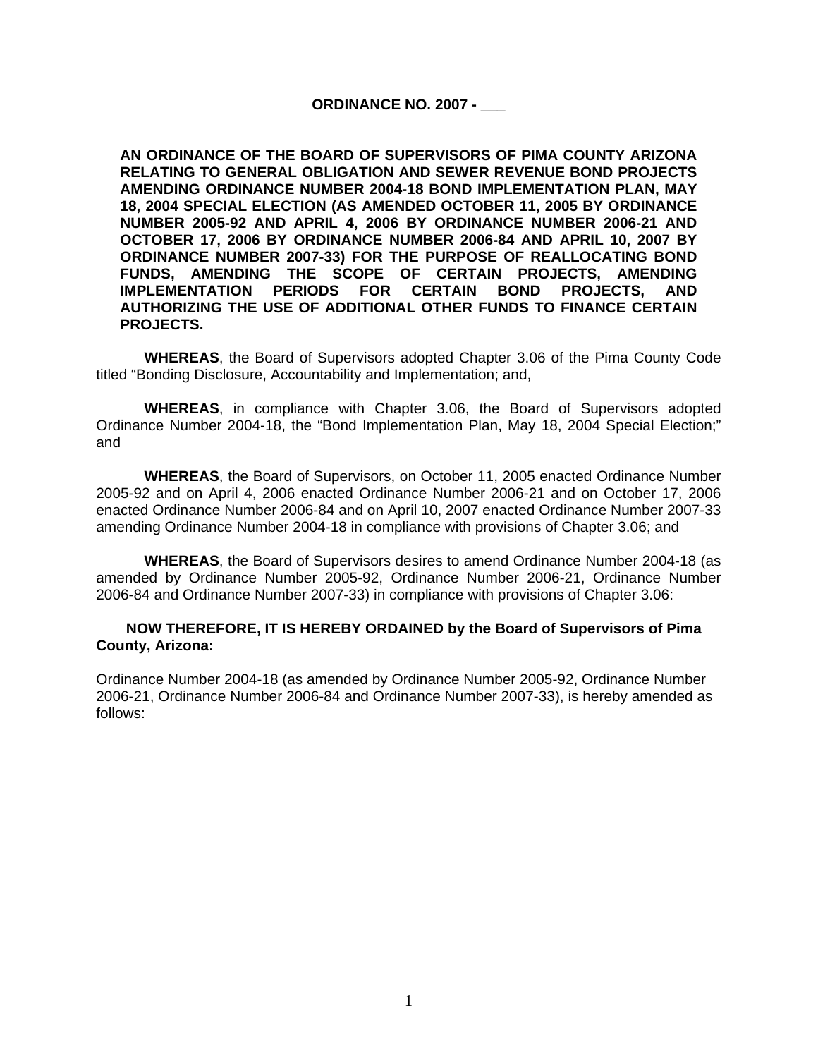**ORDINANCE NO. 2007 - ___**

**AN ORDINANCE OF THE BOARD OF SUPERVISORS OF PIMA COUNTY ARIZONA RELATING TO GENERAL OBLIGATION AND SEWER REVENUE BOND PROJECTS AMENDING ORDINANCE NUMBER 2004-18 BOND IMPLEMENTATION PLAN, MAY 18, 2004 SPECIAL ELECTION (AS AMENDED OCTOBER 11, 2005 BY ORDINANCE NUMBER 2005-92 AND APRIL 4, 2006 BY ORDINANCE NUMBER 2006-21 AND OCTOBER 17, 2006 BY ORDINANCE NUMBER 2006-84 AND APRIL 10, 2007 BY ORDINANCE NUMBER 2007-33) FOR THE PURPOSE OF REALLOCATING BOND FUNDS, AMENDING THE SCOPE OF CERTAIN PROJECTS, AMENDING IMPLEMENTATION PERIODS FOR CERTAIN BOND PROJECTS, AND AUTHORIZING THE USE OF ADDITIONAL OTHER FUNDS TO FINANCE CERTAIN PROJECTS.**

**WHEREAS**, the Board of Supervisors adopted Chapter 3.06 of the Pima County Code titled "Bonding Disclosure, Accountability and Implementation; and,

**WHEREAS**, in compliance with Chapter 3.06, the Board of Supervisors adopted Ordinance Number 2004-18, the "Bond Implementation Plan, May 18, 2004 Special Election;" and

**WHEREAS**, the Board of Supervisors, on October 11, 2005 enacted Ordinance Number 2005-92 and on April 4, 2006 enacted Ordinance Number 2006-21 and on October 17, 2006 enacted Ordinance Number 2006-84 and on April 10, 2007 enacted Ordinance Number 2007-33 amending Ordinance Number 2004-18 in compliance with provisions of Chapter 3.06; and

**WHEREAS**, the Board of Supervisors desires to amend Ordinance Number 2004-18 (as amended by Ordinance Number 2005-92, Ordinance Number 2006-21, Ordinance Number 2006-84 and Ordinance Number 2007-33) in compliance with provisions of Chapter 3.06:

**NOW THEREFORE, IT IS HEREBY ORDAINED by the Board of Supervisors of Pima County, Arizona:**

Ordinance Number 2004-18 (as amended by Ordinance Number 2005-92, Ordinance Number 2006-21, Ordinance Number 2006-84 and Ordinance Number 2007-33), is hereby amended as follows: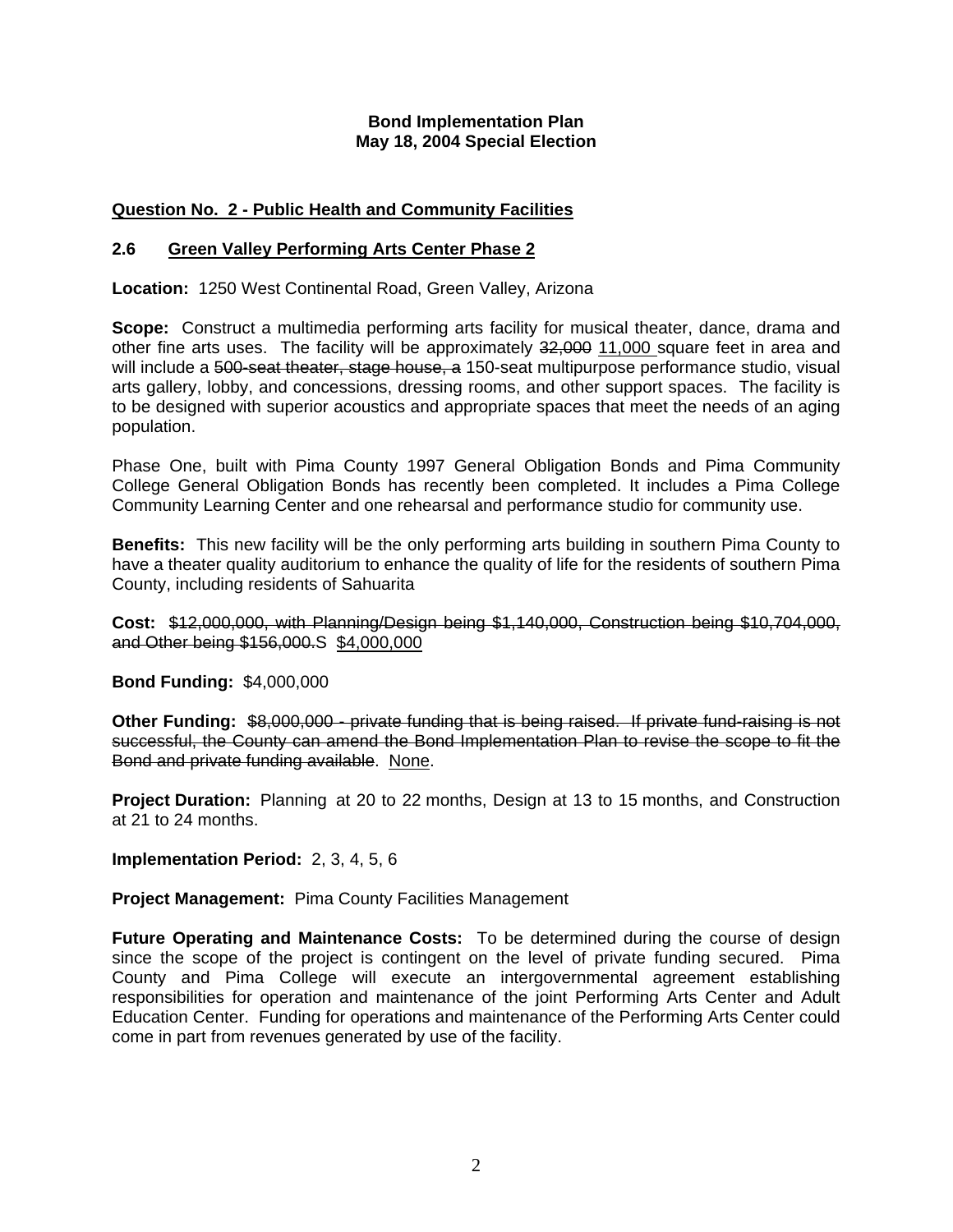**Bond Implementation Plan**
**May 18, 2004 Special Election**

## Question No. 2 - Public Health and Community Facilities

### 2.6 Green Valley Performing Arts Center Phase 2

**Location:** 1250 West Continental Road, Green Valley, Arizona

**Scope:** Construct a multimedia performing arts facility for musical theater, dance, drama and other fine arts uses. The facility will be approximately ~~32,000~~ 11,000 square feet in area and will include a ~~500-seat theater, stage house, a~~ 150-seat multipurpose performance studio, visual arts gallery, lobby, and concessions, dressing rooms, and other support spaces. The facility is to be designed with superior acoustics and appropriate spaces that meet the needs of an aging population.

Phase One, built with Pima County 1997 General Obligation Bonds and Pima Community College General Obligation Bonds has recently been completed. It includes a Pima College Community Learning Center and one rehearsal and performance studio for community use.

**Benefits:** This new facility will be the only performing arts building in southern Pima County to have a theater quality auditorium to enhance the quality of life for the residents of southern Pima County, including residents of Sahuarita

**Cost:** ~~$12,000,000, with Planning/Design being $1,140,000, Construction being $10,704,000, and Other being $156,000.~~S $4,000,000

**Bond Funding:** $4,000,000

**Other Funding:** ~~$8,000,000 - private funding that is being raised. If private fund-raising is not successful, the County can amend the Bond Implementation Plan to revise the scope to fit the Bond and private funding available~~. None.

**Project Duration:** Planning at 20 to 22 months, Design at 13 to 15 months, and Construction at 21 to 24 months.

**Implementation Period:** 2, 3, 4, 5, 6

**Project Management:** Pima County Facilities Management

**Future Operating and Maintenance Costs:** To be determined during the course of design since the scope of the project is contingent on the level of private funding secured. Pima County and Pima College will execute an intergovernmental agreement establishing responsibilities for operation and maintenance of the joint Performing Arts Center and Adult Education Center. Funding for operations and maintenance of the Performing Arts Center could come in part from revenues generated by use of the facility.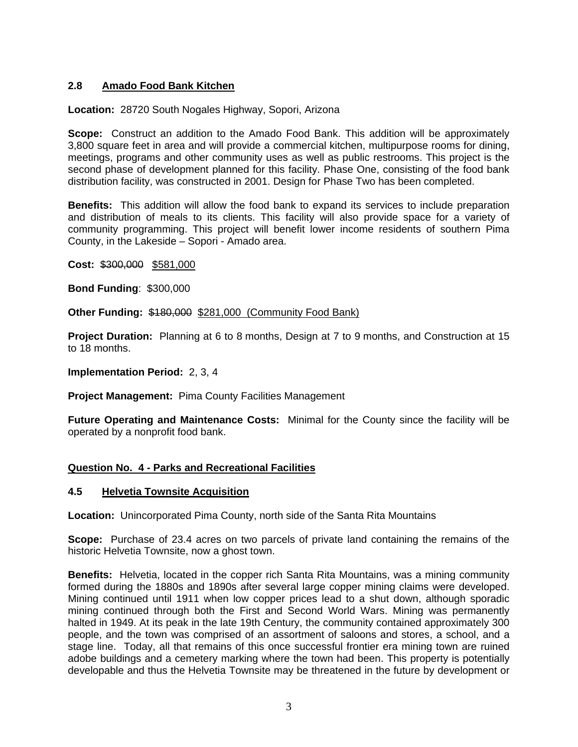### 2.8 Amado Food Bank Kitchen

**Location:** 28720 South Nogales Highway, Sopori, Arizona

**Scope:** Construct an addition to the Amado Food Bank. This addition will be approximately 3,800 square feet in area and will provide a commercial kitchen, multipurpose rooms for dining, meetings, programs and other community uses as well as public restrooms. This project is the second phase of development planned for this facility. Phase One, consisting of the food bank distribution facility, was constructed in 2001. Design for Phase Two has been completed.

**Benefits:** This addition will allow the food bank to expand its services to include preparation and distribution of meals to its clients. This facility will also provide space for a variety of community programming. This project will benefit lower income residents of southern Pima County, in the Lakeside – Sopori - Amado area.

**Cost:** ~~$300,000~~ <u>$581,000</u>

**Bond Funding**: $300,000

**Other Funding:** ~~$180,000~~ <u>$281,000 (Community Food Bank)</u>

**Project Duration:** Planning at 6 to 8 months, Design at 7 to 9 months, and Construction at 15 to 18 months.

**Implementation Period:** 2, 3, 4

**Project Management:** Pima County Facilities Management

**Future Operating and Maintenance Costs:** Minimal for the County since the facility will be operated by a nonprofit food bank.

## Question No. 4 - Parks and Recreational Facilities

### 4.5 Helvetia Townsite Acquisition

**Location:** Unincorporated Pima County, north side of the Santa Rita Mountains

**Scope:** Purchase of 23.4 acres on two parcels of private land containing the remains of the historic Helvetia Townsite, now a ghost town.

**Benefits:** Helvetia, located in the copper rich Santa Rita Mountains, was a mining community formed during the 1880s and 1890s after several large copper mining claims were developed. Mining continued until 1911 when low copper prices lead to a shut down, although sporadic mining continued through both the First and Second World Wars. Mining was permanently halted in 1949. At its peak in the late 19th Century, the community contained approximately 300 people, and the town was comprised of an assortment of saloons and stores, a school, and a stage line. Today, all that remains of this once successful frontier era mining town are ruined adobe buildings and a cemetery marking where the town had been. This property is potentially developable and thus the Helvetia Townsite may be threatened in the future by development or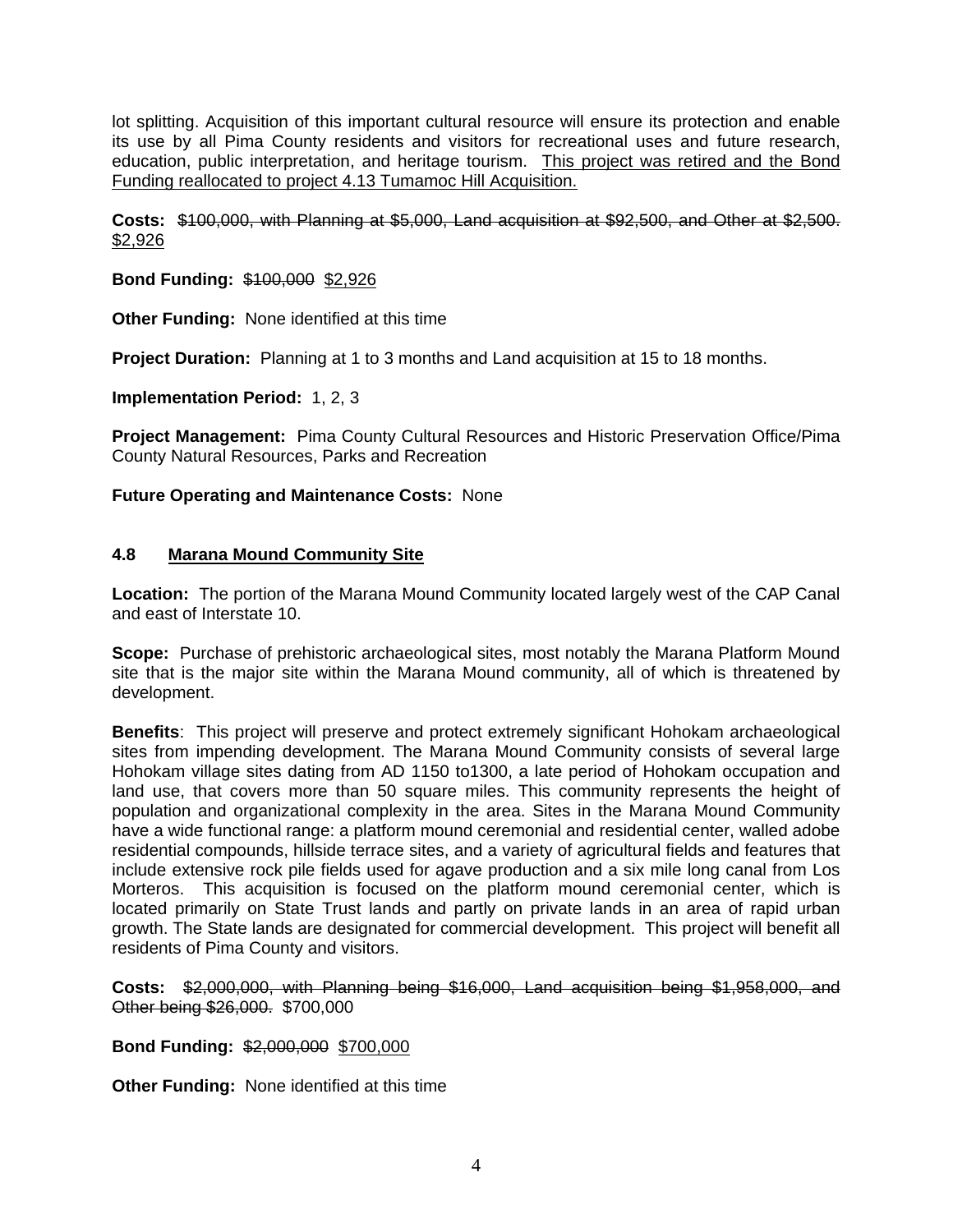lot splitting. Acquisition of this important cultural resource will ensure its protection and enable its use by all Pima County residents and visitors for recreational uses and future research, education, public interpretation, and heritage tourism. <u>This project was retired and the Bond Funding reallocated to project 4.13 Tumamoc Hill Acquisition.</u>

**Costs:** ~~$100,000, with Planning at $5,000, Land acquisition at $92,500, and Other at $2,500.~~ <u>$2,926</u>

**Bond Funding:** ~~$100,000~~ <u>$2,926</u>

**Other Funding:** None identified at this time

**Project Duration:** Planning at 1 to 3 months and Land acquisition at 15 to 18 months.

**Implementation Period:** 1, 2, 3

**Project Management:** Pima County Cultural Resources and Historic Preservation Office/Pima County Natural Resources, Parks and Recreation

**Future Operating and Maintenance Costs:** None

### 4.8 <u>Marana Mound Community Site</u>

**Location:** The portion of the Marana Mound Community located largely west of the CAP Canal and east of Interstate 10.

**Scope:** Purchase of prehistoric archaeological sites, most notably the Marana Platform Mound site that is the major site within the Marana Mound community, all of which is threatened by development.

**Benefits**: This project will preserve and protect extremely significant Hohokam archaeological sites from impending development. The Marana Mound Community consists of several large Hohokam village sites dating from AD 1150 to1300, a late period of Hohokam occupation and land use, that covers more than 50 square miles. This community represents the height of population and organizational complexity in the area. Sites in the Marana Mound Community have a wide functional range: a platform mound ceremonial and residential center, walled adobe residential compounds, hillside terrace sites, and a variety of agricultural fields and features that include extensive rock pile fields used for agave production and a six mile long canal from Los Morteros. This acquisition is focused on the platform mound ceremonial center, which is located primarily on State Trust lands and partly on private lands in an area of rapid urban growth. The State lands are designated for commercial development. This project will benefit all residents of Pima County and visitors.

**Costs:** ~~$2,000,000, with Planning being $16,000, Land acquisition being $1,958,000, and Other being $26,000.~~ $700,000

**Bond Funding:** ~~$2,000,000~~ <u>$700,000</u>

**Other Funding:** None identified at this time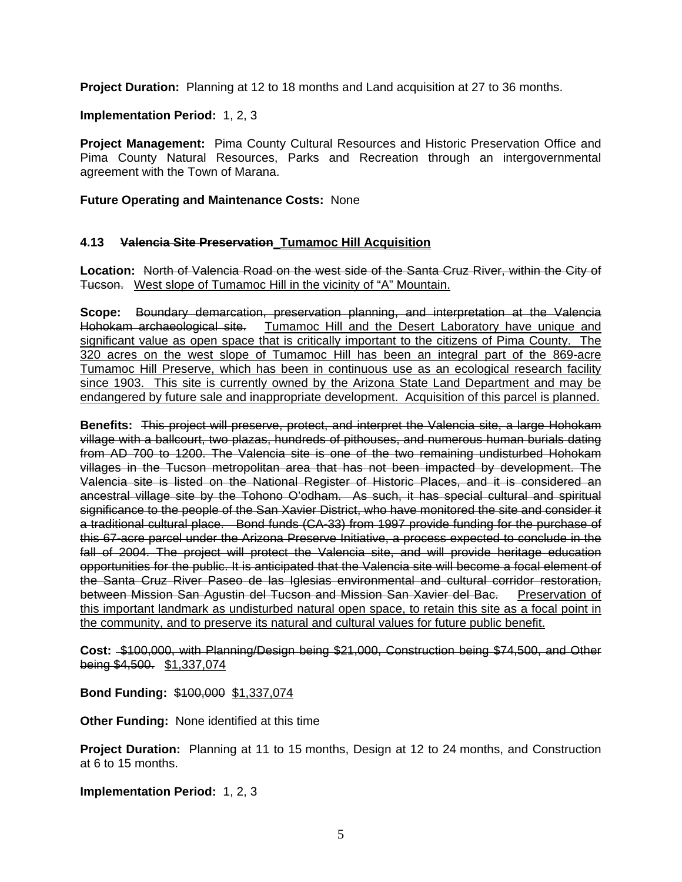**Project Duration:** Planning at 12 to 18 months and Land acquisition at 27 to 36 months.

**Implementation Period:** 1, 2, 3

**Project Management:** Pima County Cultural Resources and Historic Preservation Office and Pima County Natural Resources, Parks and Recreation through an intergovernmental agreement with the Town of Marana.

**Future Operating and Maintenance Costs:** None

#### **4.13 ~~Valencia Site Preservation~~ <u>Tumamoc Hill Acquisition</u>**

**Location:** ~~North of Valencia Road on the west side of the Santa Cruz River, within the City of Tucson.~~ <u>West slope of Tumamoc Hill in the vicinity of "A" Mountain.</u>

**Scope:** ~~Boundary demarcation, preservation planning, and interpretation at the Valencia Hohokam archaeological site.~~ <u>Tumamoc Hill and the Desert Laboratory have unique and significant value as open space that is critically important to the citizens of Pima County. The 320 acres on the west slope of Tumamoc Hill has been an integral part of the 869-acre Tumamoc Hill Preserve, which has been in continuous use as an ecological research facility since 1903. This site is currently owned by the Arizona State Land Department and may be endangered by future sale and inappropriate development. Acquisition of this parcel is planned.</u>

**Benefits:** ~~This project will preserve, protect, and interpret the Valencia site, a large Hohokam village with a ballcourt, two plazas, hundreds of pithouses, and numerous human burials dating from AD 700 to 1200. The Valencia site is one of the two remaining undisturbed Hohokam villages in the Tucson metropolitan area that has not been impacted by development. The Valencia site is listed on the National Register of Historic Places, and it is considered an ancestral village site by the Tohono O'odham. As such, it has special cultural and spiritual significance to the people of the San Xavier District, who have monitored the site and consider it a traditional cultural place. Bond funds (CA-33) from 1997 provide funding for the purchase of this 67-acre parcel under the Arizona Preserve Initiative, a process expected to conclude in the fall of 2004. The project will protect the Valencia site, and will provide heritage education opportunities for the public. It is anticipated that the Valencia site will become a focal element of the Santa Cruz River Paseo de las Iglesias environmental and cultural corridor restoration, between Mission San Agustin del Tucson and Mission San Xavier del Bac.~~ <u>Preservation of this important landmark as undisturbed natural open space, to retain this site as a focal point in the community, and to preserve its natural and cultural values for future public benefit.</u>

**Cost:** ~~$100,000, with Planning/Design being $21,000, Construction being $74,500, and Other being $4,500.~~ <u>$1,337,074</u>

**Bond Funding:** ~~$100,000~~ <u>$1,337,074</u>

**Other Funding:** None identified at this time

**Project Duration:** Planning at 11 to 15 months, Design at 12 to 24 months, and Construction at 6 to 15 months.

**Implementation Period:** 1, 2, 3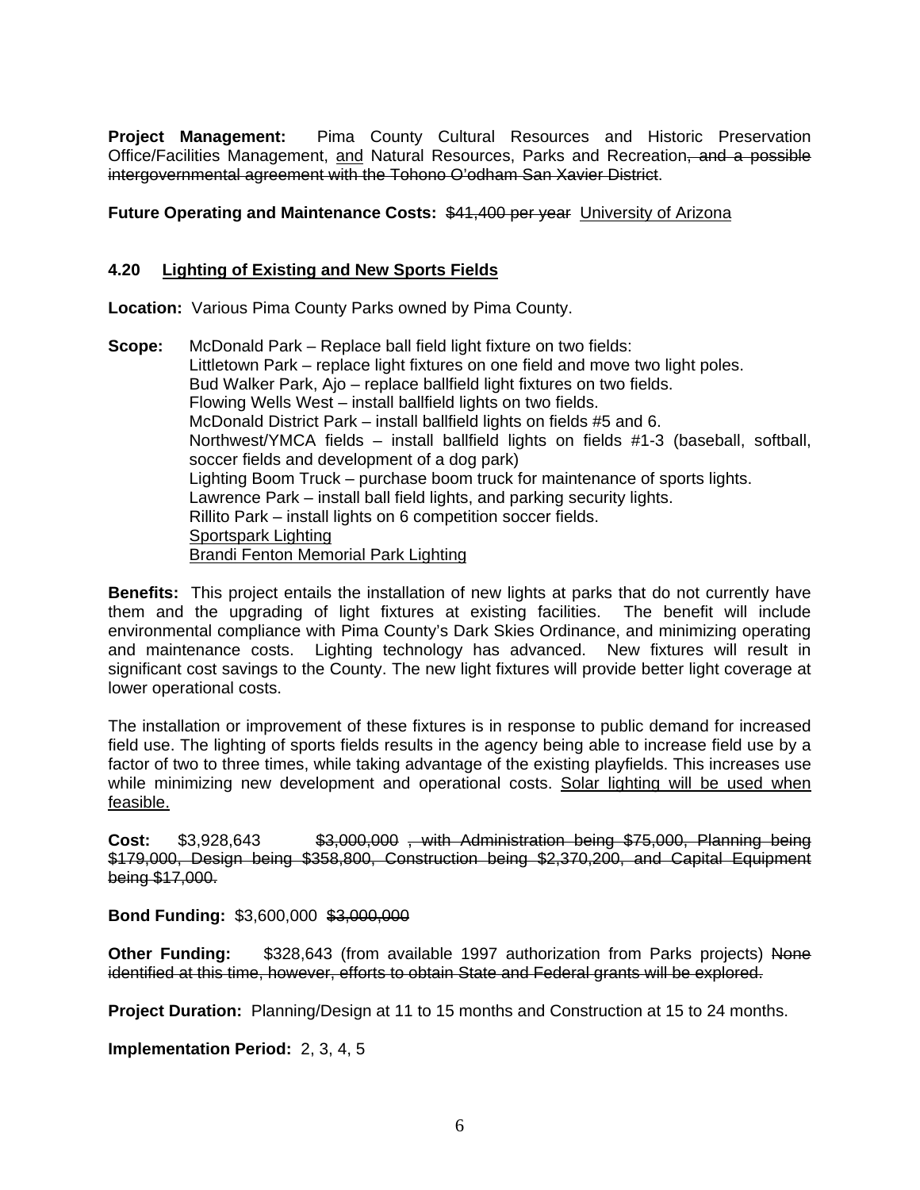**Project Management:** Pima County Cultural Resources and Historic Preservation Office/Facilities Management, <u>and</u> Natural Resources, Parks and Recreation~~, and a possible intergovernmental agreement with the Tohono O'odham San Xavier District~~.

**Future Operating and Maintenance Costs:** ~~$41,400 per year~~ <u>University of Arizona</u>

### 4.20 <u>Lighting of Existing and New Sports Fields</u>

**Location:** Various Pima County Parks owned by Pima County.

**Scope:** McDonald Park – Replace ball field light fixture on two fields:
Littletown Park – replace light fixtures on one field and move two light poles.
Bud Walker Park, Ajo – replace ballfield light fixtures on two fields.
Flowing Wells West – install ballfield lights on two fields.
McDonald District Park – install ballfield lights on fields #5 and 6.
Northwest/YMCA fields – install ballfield lights on fields #1-3 (baseball, softball, soccer fields and development of a dog park)
Lighting Boom Truck – purchase boom truck for maintenance of sports lights.
Lawrence Park – install ball field lights, and parking security lights.
Rillito Park – install lights on 6 competition soccer fields.
<u>Sportspark Lighting</u>
<u>Brandi Fenton Memorial Park Lighting</u>

**Benefits:** This project entails the installation of new lights at parks that do not currently have them and the upgrading of light fixtures at existing facilities. The benefit will include environmental compliance with Pima County's Dark Skies Ordinance, and minimizing operating and maintenance costs. Lighting technology has advanced. New fixtures will result in significant cost savings to the County. The new light fixtures will provide better light coverage at lower operational costs.

The installation or improvement of these fixtures is in response to public demand for increased field use. The lighting of sports fields results in the agency being able to increase field use by a factor of two to three times, while taking advantage of the existing playfields. This increases use while minimizing new development and operational costs. <u>Solar lighting will be used when feasible.</u>

**Cost:** $3,928,643 ~~$3,000,000 , with Administration being $75,000, Planning being $179,000, Design being $358,800, Construction being $2,370,200, and Capital Equipment being $17,000.~~

**Bond Funding:** $3,600,000 ~~$3,000,000~~

**Other Funding:** $328,643 (from available 1997 authorization from Parks projects) ~~None identified at this time, however, efforts to obtain State and Federal grants will be explored.~~

**Project Duration:** Planning/Design at 11 to 15 months and Construction at 15 to 24 months.

**Implementation Period:** 2, 3, 4, 5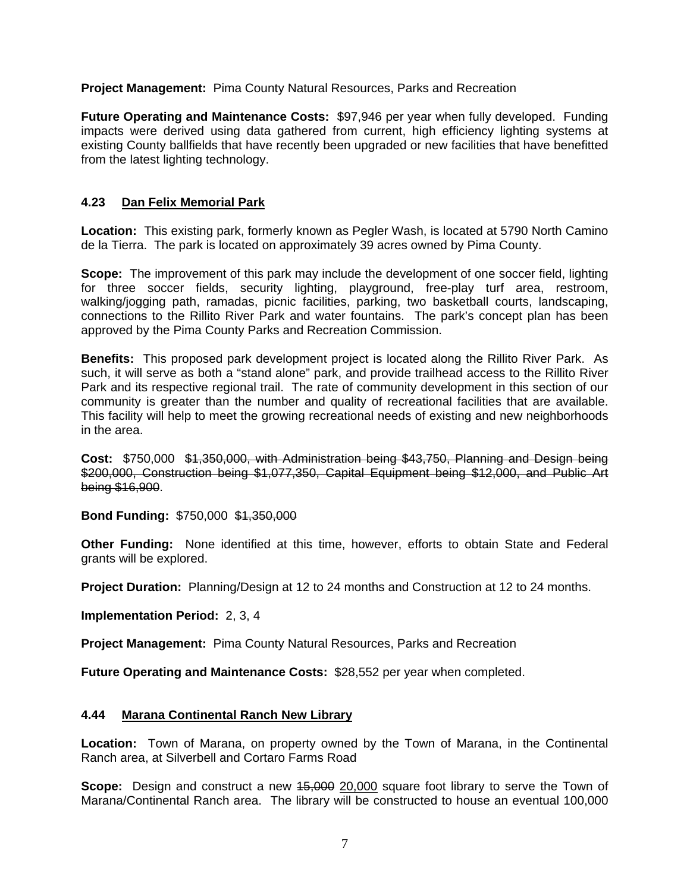**Project Management:** Pima County Natural Resources, Parks and Recreation

**Future Operating and Maintenance Costs:** $97,946 per year when fully developed. Funding impacts were derived using data gathered from current, high efficiency lighting systems at existing County ballfields that have recently been upgraded or new facilities that have benefitted from the latest lighting technology.

### 4.23 Dan Felix Memorial Park

**Location:** This existing park, formerly known as Pegler Wash, is located at 5790 North Camino de la Tierra. The park is located on approximately 39 acres owned by Pima County.

**Scope:** The improvement of this park may include the development of one soccer field, lighting for three soccer fields, security lighting, playground, free-play turf area, restroom, walking/jogging path, ramadas, picnic facilities, parking, two basketball courts, landscaping, connections to the Rillito River Park and water fountains. The park's concept plan has been approved by the Pima County Parks and Recreation Commission.

**Benefits:** This proposed park development project is located along the Rillito River Park. As such, it will serve as both a "stand alone" park, and provide trailhead access to the Rillito River Park and its respective regional trail. The rate of community development in this section of our community is greater than the number and quality of recreational facilities that are available. This facility will help to meet the growing recreational needs of existing and new neighborhoods in the area.

**Cost:** $750,000 ~~$1,350,000, with Administration being $43,750, Planning and Design being $200,000, Construction being $1,077,350, Capital Equipment being $12,000, and Public Art being $16,900~~.

**Bond Funding:** $750,000 ~~$1,350,000~~

**Other Funding:** None identified at this time, however, efforts to obtain State and Federal grants will be explored.

**Project Duration:** Planning/Design at 12 to 24 months and Construction at 12 to 24 months.

**Implementation Period:** 2, 3, 4

**Project Management:** Pima County Natural Resources, Parks and Recreation

**Future Operating and Maintenance Costs:** $28,552 per year when completed.

### 4.44 Marana Continental Ranch New Library

**Location:** Town of Marana, on property owned by the Town of Marana, in the Continental Ranch area, at Silverbell and Cortaro Farms Road

**Scope:** Design and construct a new ~~15,000~~ 20,000 square foot library to serve the Town of Marana/Continental Ranch area. The library will be constructed to house an eventual 100,000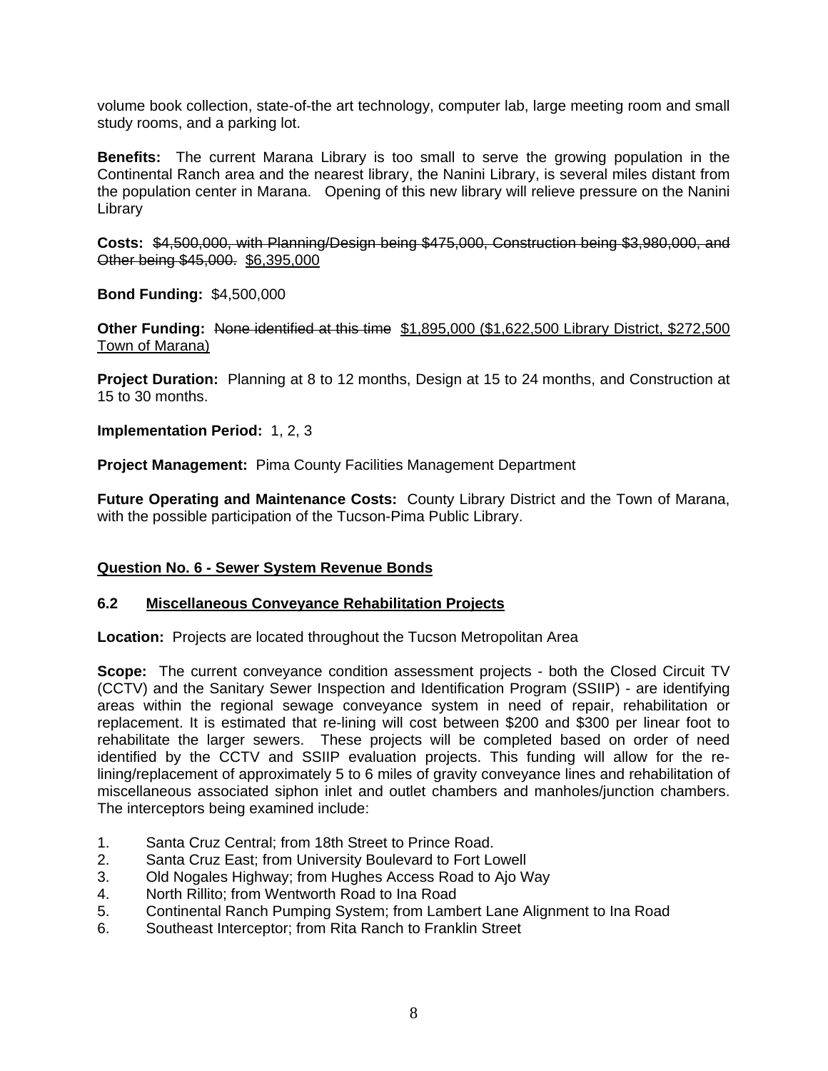volume book collection, state-of-the art technology, computer lab, large meeting room and small study rooms, and a parking lot.

**Benefits:** The current Marana Library is too small to serve the growing population in the Continental Ranch area and the nearest library, the Nanini Library, is several miles distant from the population center in Marana. Opening of this new library will relieve pressure on the Nanini Library

**Costs:** ~~$4,500,000, with Planning/Design being $475,000, Construction being $3,980,000, and Other being $45,000.~~ <u>$6,395,000</u>

**Bond Funding:** $4,500,000

**Other Funding:** ~~None identified at this time~~ <u>$1,895,000 ($1,622,500 Library District, $272,500 Town of Marana)</u>

**Project Duration:** Planning at 8 to 12 months, Design at 15 to 24 months, and Construction at 15 to 30 months.

**Implementation Period:** 1, 2, 3

**Project Management:** Pima County Facilities Management Department

**Future Operating and Maintenance Costs:** County Library District and the Town of Marana, with the possible participation of the Tucson-Pima Public Library.

## Question No. 6 - Sewer System Revenue Bonds

### 6.2 Miscellaneous Conveyance Rehabilitation Projects

**Location:** Projects are located throughout the Tucson Metropolitan Area

**Scope:** The current conveyance condition assessment projects - both the Closed Circuit TV (CCTV) and the Sanitary Sewer Inspection and Identification Program (SSIIP) - are identifying areas within the regional sewage conveyance system in need of repair, rehabilitation or replacement. It is estimated that re-lining will cost between $200 and $300 per linear foot to rehabilitate the larger sewers. These projects will be completed based on order of need identified by the CCTV and SSIIP evaluation projects. This funding will allow for the re-lining/replacement of approximately 5 to 6 miles of gravity conveyance lines and rehabilitation of miscellaneous associated siphon inlet and outlet chambers and manholes/junction chambers. The interceptors being examined include:

1. Santa Cruz Central; from 18th Street to Prince Road.
2. Santa Cruz East; from University Boulevard to Fort Lowell
3. Old Nogales Highway; from Hughes Access Road to Ajo Way
4. North Rillito; from Wentworth Road to Ina Road
5. Continental Ranch Pumping System; from Lambert Lane Alignment to Ina Road
6. Southeast Interceptor; from Rita Ranch to Franklin Street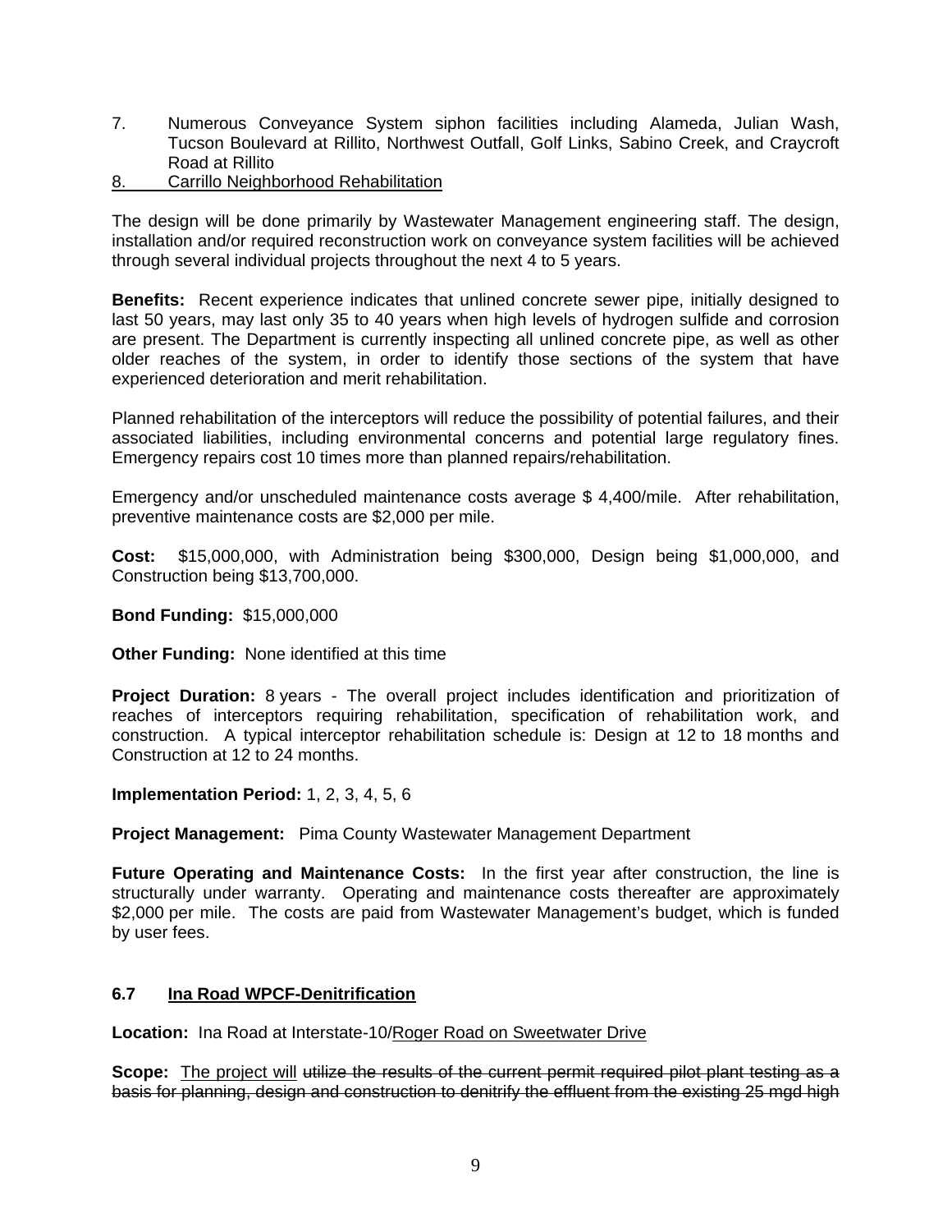7. Numerous Conveyance System siphon facilities including Alameda, Julian Wash, Tucson Boulevard at Rillito, Northwest Outfall, Golf Links, Sabino Creek, and Craycroft Road at Rillito
8. <u>Carrillo Neighborhood Rehabilitation</u>

The design will be done primarily by Wastewater Management engineering staff. The design, installation and/or required reconstruction work on conveyance system facilities will be achieved through several individual projects throughout the next 4 to 5 years.

**Benefits:** Recent experience indicates that unlined concrete sewer pipe, initially designed to last 50 years, may last only 35 to 40 years when high levels of hydrogen sulfide and corrosion are present. The Department is currently inspecting all unlined concrete pipe, as well as other older reaches of the system, in order to identify those sections of the system that have experienced deterioration and merit rehabilitation.

Planned rehabilitation of the interceptors will reduce the possibility of potential failures, and their associated liabilities, including environmental concerns and potential large regulatory fines. Emergency repairs cost 10 times more than planned repairs/rehabilitation.

Emergency and/or unscheduled maintenance costs average $ 4,400/mile. After rehabilitation, preventive maintenance costs are $2,000 per mile.

**Cost:** $15,000,000, with Administration being $300,000, Design being $1,000,000, and Construction being $13,700,000.

**Bond Funding:** $15,000,000

**Other Funding:** None identified at this time

**Project Duration:** 8 years - The overall project includes identification and prioritization of reaches of interceptors requiring rehabilitation, specification of rehabilitation work, and construction. A typical interceptor rehabilitation schedule is: Design at 12 to 18 months and Construction at 12 to 24 months.

**Implementation Period:** 1, 2, 3, 4, 5, 6

**Project Management:** Pima County Wastewater Management Department

**Future Operating and Maintenance Costs:** In the first year after construction, the line is structurally under warranty. Operating and maintenance costs thereafter are approximately $2,000 per mile. The costs are paid from Wastewater Management's budget, which is funded by user fees.

### 6.7 Ina Road WPCF-Denitrification

**Location:** Ina Road at Interstate-10/<u>Roger Road on Sweetwater Drive</u>

**Scope:** <u>The project will</u> ~~utilize the results of the current permit required pilot plant testing as a basis for planning, design and construction to denitrify the effluent from the existing 25 mgd high~~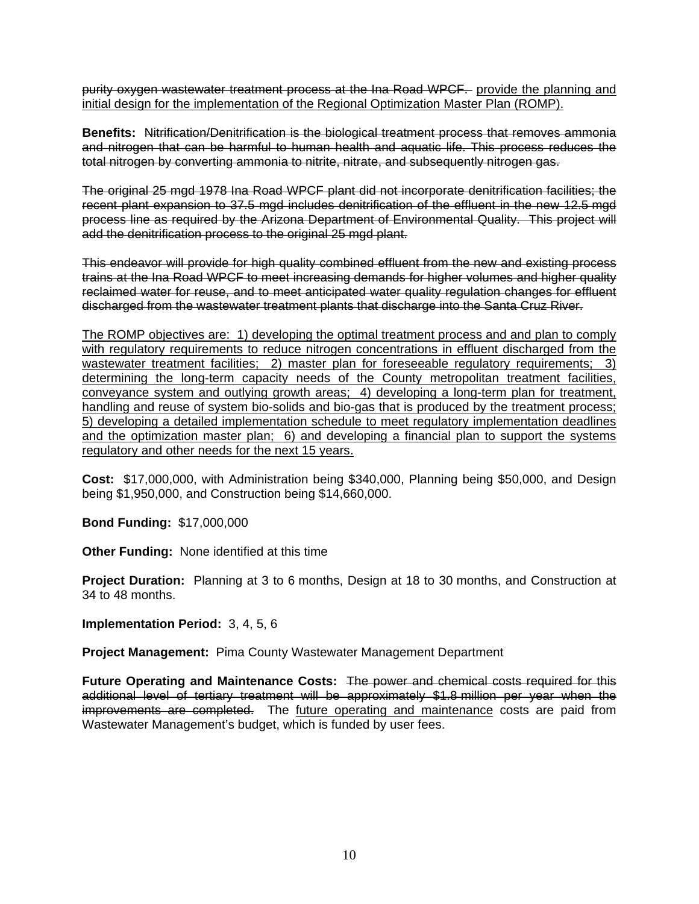~~purity oxygen wastewater treatment process at the Ina Road WPCF.~~ provide the planning and initial design for the implementation of the Regional Optimization Master Plan (ROMP).

**Benefits:** ~~Nitrification/Denitrification is the biological treatment process that removes ammonia and nitrogen that can be harmful to human health and aquatic life. This process reduces the total nitrogen by converting ammonia to nitrite, nitrate, and subsequently nitrogen gas.~~

~~The original 25 mgd 1978 Ina Road WPCF plant did not incorporate denitrification facilities; the recent plant expansion to 37.5 mgd includes denitrification of the effluent in the new 12.5 mgd process line as required by the Arizona Department of Environmental Quality. This project will add the denitrification process to the original 25 mgd plant.~~

~~This endeavor will provide for high quality combined effluent from the new and existing process trains at the Ina Road WPCF to meet increasing demands for higher volumes and higher quality reclaimed water for reuse, and to meet anticipated water quality regulation changes for effluent discharged from the wastewater treatment plants that discharge into the Santa Cruz River.~~

The ROMP objectives are: 1) developing the optimal treatment process and and plan to comply with regulatory requirements to reduce nitrogen concentrations in effluent discharged from the wastewater treatment facilities; 2) master plan for foreseeable regulatory requirements; 3) determining the long-term capacity needs of the County metropolitan treatment facilities, conveyance system and outlying growth areas; 4) developing a long-term plan for treatment, handling and reuse of system bio-solids and bio-gas that is produced by the treatment process; 5) developing a detailed implementation schedule to meet regulatory implementation deadlines and the optimization master plan; 6) and developing a financial plan to support the systems regulatory and other needs for the next 15 years.

**Cost:** $17,000,000, with Administration being $340,000, Planning being $50,000, and Design being $1,950,000, and Construction being $14,660,000.

**Bond Funding:** $17,000,000

**Other Funding:** None identified at this time

**Project Duration:** Planning at 3 to 6 months, Design at 18 to 30 months, and Construction at 34 to 48 months.

**Implementation Period:** 3, 4, 5, 6

**Project Management:** Pima County Wastewater Management Department

**Future Operating and Maintenance Costs:** ~~The power and chemical costs required for this additional level of tertiary treatment will be approximately $1.8 million per year when the improvements are completed.~~ The future operating and maintenance costs are paid from Wastewater Management's budget, which is funded by user fees.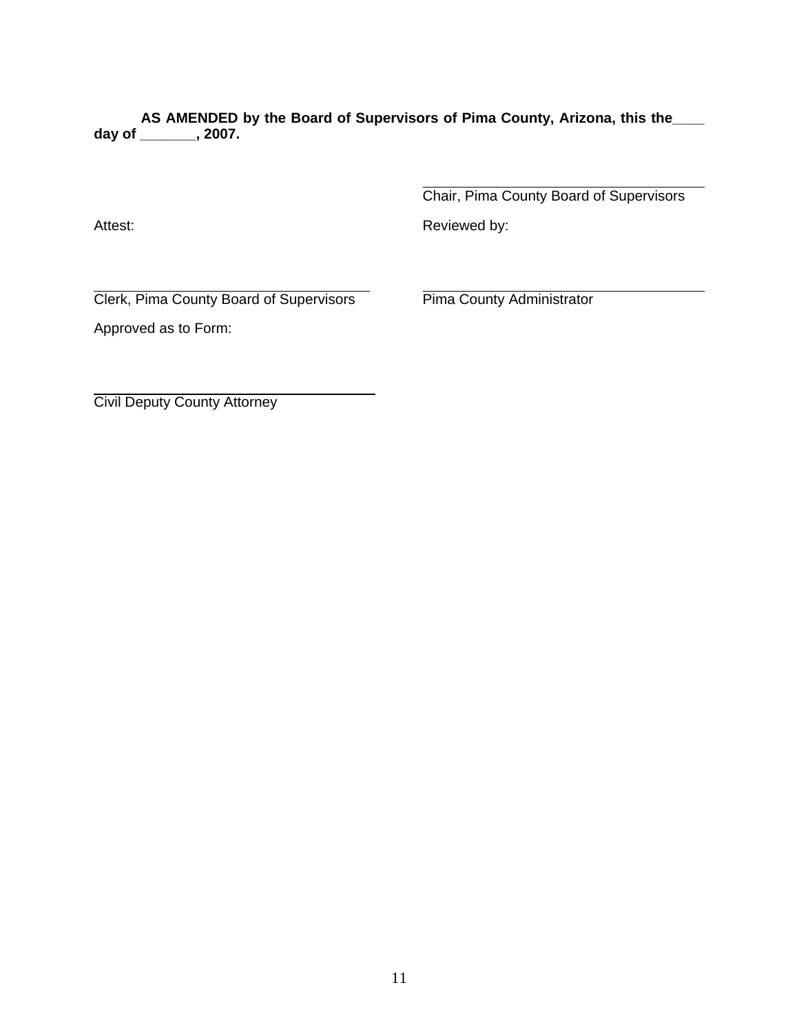**AS AMENDED by the Board of Supervisors of Pima County, Arizona, this the____ day of _______, 2007.**

\_\_\_\_\_\_\_\_\_\_\_\_\_\_\_\_\_\_\_\_\_\_\_\_\_\_\_\_\_\_\_\_\_\_\_\_
Chair, Pima County Board of Supervisors

Attest:

\_\_\_\_\_\_\_\_\_\_\_\_\_\_\_\_\_\_\_\_\_\_\_\_\_\_\_\_\_\_\_\_\_\_\_\_
Clerk, Pima County Board of Supervisors

Reviewed by:

\_\_\_\_\_\_\_\_\_\_\_\_\_\_\_\_\_\_\_\_\_\_\_\_\_\_\_\_\_\_\_\_\_\_\_\_
Pima County Administrator

Approved as to Form:

\_\_\_\_\_\_\_\_\_\_\_\_\_\_\_\_\_\_\_\_\_\_\_\_\_\_\_\_\_\_\_\_\_\_\_\_
Civil Deputy County Attorney